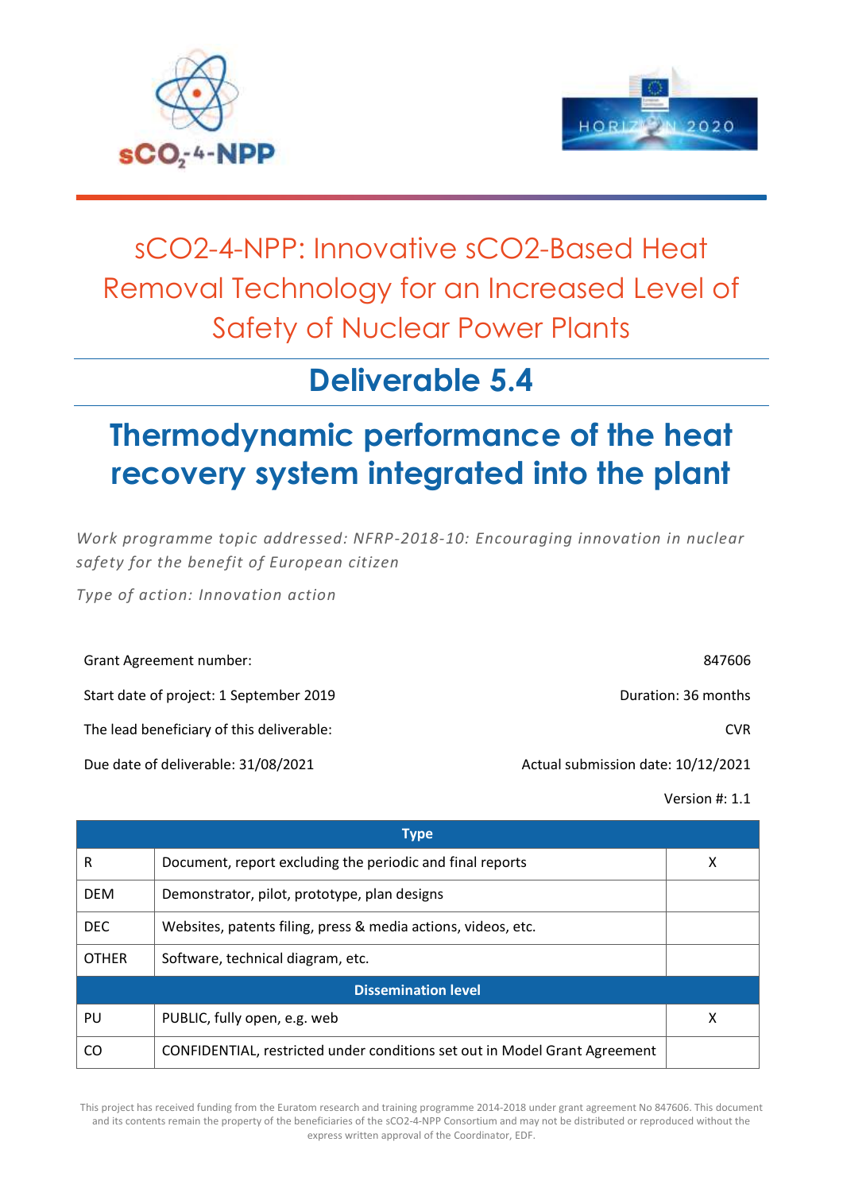# sCO2-4-NPP: Innovative sCO2-Based Heat Removal Technology for an Increased Level of Safety of Nuclear Power Plants

## Deliverable 5.4

# Thermodynamic performance of the heat recovery system integrated into the plant

*Work programme topic addressed: NFRP-2018-10: Encouraging innovation in nuclear safety for the benefit of European citizen*

*Type of action: Innovation action*

| | |
|---|---|
| Grant Agreement number: | 847606 |
| Start date of project: 1 September 2019 | Duration: 36 months |
| The lead beneficiary of this deliverable: | CVR |
| Due date of deliverable: 31/08/2021 | Actual submission date: 10/12/2021 |
| | Version #: 1.1 |

| Type | | |
|---|---|---|
| R | Document, report excluding the periodic and final reports | X |
| DEM | Demonstrator, pilot, prototype, plan designs | |
| DEC | Websites, patents filing, press & media actions, videos, etc. | |
| OTHER | Software, technical diagram, etc. | |
| **Dissemination level** | | |
| PU | PUBLIC, fully open, e.g. web | X |
| CO | CONFIDENTIAL, restricted under conditions set out in Model Grant Agreement | |

This project has received funding from the Euratom research and training programme 2014-2018 under grant agreement No 847606. This document and its contents remain the property of the beneficiaries of the sCO2-4-NPP Consortium and may not be distributed or reproduced without the express written approval of the Coordinator, EDF.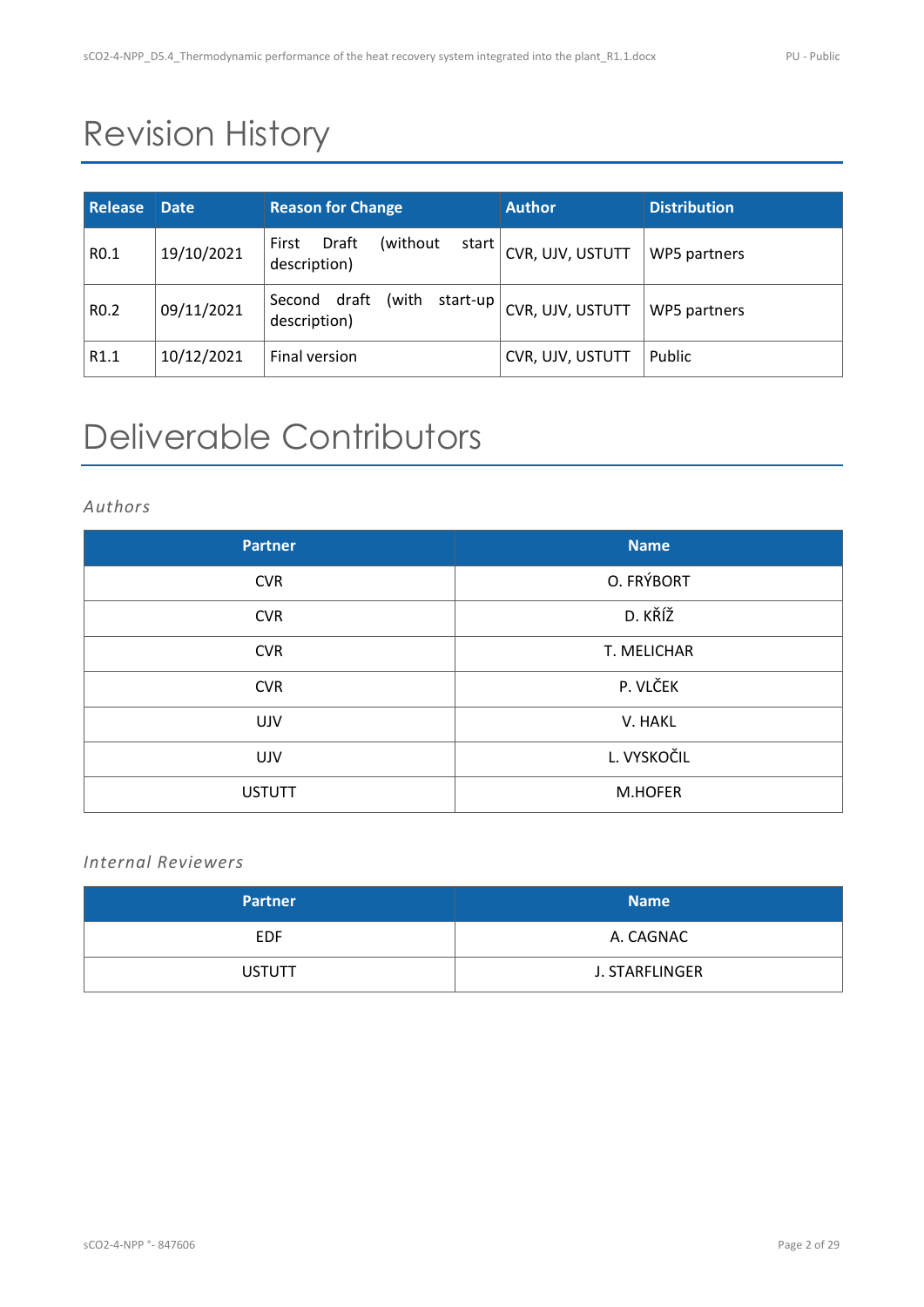# Revision History

| Release | Date | Reason for Change | Author | Distribution |
|---|---|---|---|---|
| R0.1 | 19/10/2021 | First Draft (without start description) | CVR, UJV, USTUTT | WP5 partners |
| R0.2 | 09/11/2021 | Second draft (with start-up description) | CVR, UJV, USTUTT | WP5 partners |
| R1.1 | 10/12/2021 | Final version | CVR, UJV, USTUTT | Public |

# Deliverable Contributors

### *Authors*

| Partner | Name |
|---|---|
| CVR | O. FRÝBORT |
| CVR | D. KŘÍŽ |
| CVR | T. MELICHAR |
| CVR | P. VLČEK |
| UJV | V. HAKL |
| UJV | L. VYSKOČIL |
| USTUTT | M.HOFER |

### *Internal Reviewers*

| Partner | Name |
|---|---|
| EDF | A. CAGNAC |
| USTUTT | J. STARFLINGER |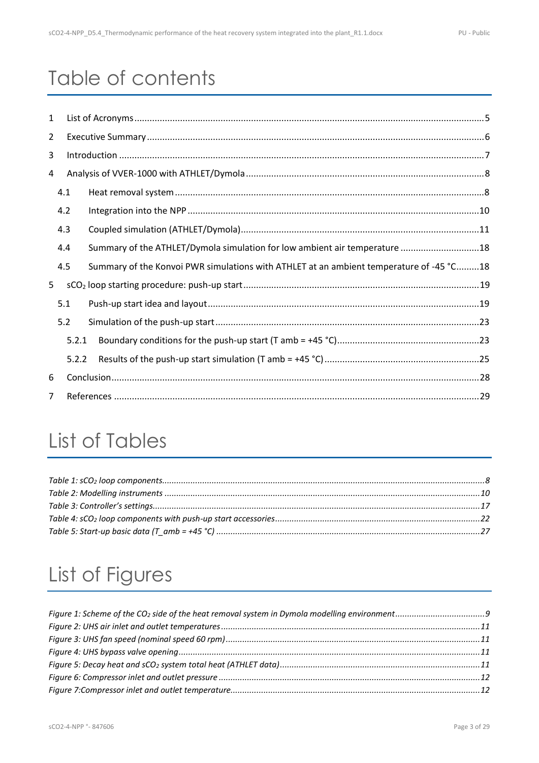# Table of contents

1 List of Acronyms ....................................................................................................................................5

2 Executive Summary ...............................................................................................................................6

3 Introduction ...........................................................................................................................................7

4 Analysis of VVER-1000 with ATHLET/Dymola ........................................................................................8

4.1 Heat removal system ........................................................................................................................8

4.2 Integration into the NPP .................................................................................................................10

4.3 Coupled simulation (ATHLET/Dymola)............................................................................................11

4.4 Summary of the ATHLET/Dymola simulation for low ambient air temperature ..............................18

4.5 Summary of the Konvoi PWR simulations with ATHLET at an ambient temperature of -45 °C.........18

5 $sCO_2$ loop starting procedure: push-up start ...................................................................................19

5.1 Push-up start idea and layout..........................................................................................................19

5.2 Simulation of the push-up start .......................................................................................................23

5.2.1 Boundary conditions for the push-up start (T amb = +45 °C).........................................................23

5.2.2 Results of the push-up start simulation (T amb = +45 °C) .............................................................25

6 Conclusion.............................................................................................................................................28

7 References ............................................................................................................................................29

# List of Tables

*Table 1: $sCO_2$ loop components.......................................................................................................8*

*Table 2: Modelling instruments ............................................................................................................10*

*Table 3: Controller's settings..................................................................................................................17*

*Table 4: $sCO_2$ loop components with push-up start accessories.......................................................22*

*Table 5: Start-up basic data (T_amb = +45 °C) ......................................................................................27*

# List of Figures

*Figure 1: Scheme of the $CO_2$ side of the heat removal system in Dymola modelling environment.......9*

*Figure 2: UHS air inlet and outlet temperatures ....................................................................................11*

*Figure 3: UHS fan speed (nominal speed 60 rpm) ..................................................................................11*

*Figure 4: UHS bypass valve opening.......................................................................................................11*

*Figure 5: Decay heat and $sCO_2$ system total heat (ATHLET data).........................................................11*

*Figure 6: Compressor inlet and outlet pressure .....................................................................................12*

*Figure 7:Compressor inlet and outlet temperature.................................................................................12*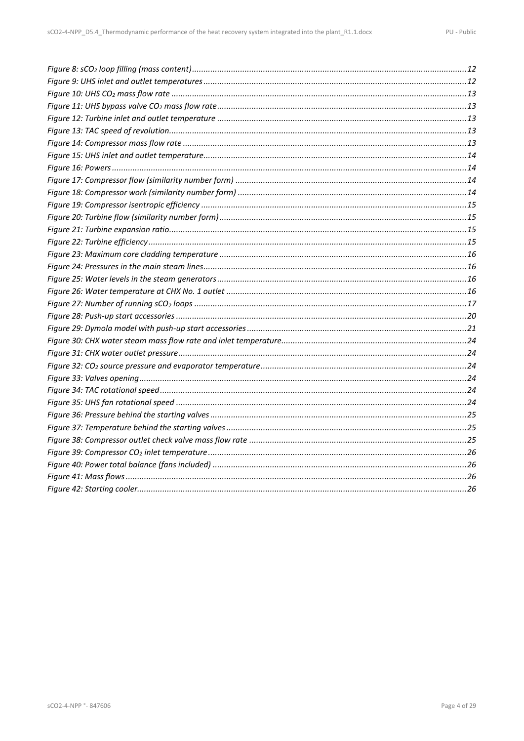*Figure 8: $sCO_2$ loop filling (mass content)* ....... 12
*Figure 9: UHS inlet and outlet temperatures* ....... 12
*Figure 10: UHS $CO_2$ mass flow rate* ....... 13
*Figure 11: UHS bypass valve $CO_2$ mass flow rate* ....... 13
*Figure 12: Turbine inlet and outlet temperature* ....... 13
*Figure 13: TAC speed of revolution* ....... 13
*Figure 14: Compressor mass flow rate* ....... 13
*Figure 15: UHS inlet and outlet temperature* ....... 14
*Figure 16: Powers* ....... 14
*Figure 17: Compressor flow (similarity number form)* ....... 14
*Figure 18: Compressor work (similarity number form)* ....... 14
*Figure 19: Compressor isentropic efficiency* ....... 15
*Figure 20: Turbine flow (similarity number form)* ....... 15
*Figure 21: Turbine expansion ratio* ....... 15
*Figure 22: Turbine efficiency* ....... 15
*Figure 23: Maximum core cladding temperature* ....... 16
*Figure 24: Pressures in the main steam lines* ....... 16
*Figure 25: Water levels in the steam generators* ....... 16
*Figure 26: Water temperature at CHX No. 1 outlet* ....... 16
*Figure 27: Number of running $sCO_2$ loops* ....... 17
*Figure 28: Push-up start accessories* ....... 20
*Figure 29: Dymola model with push-up start accessories* ....... 21
*Figure 30: CHX water steam mass flow rate and inlet temperature* ....... 24
*Figure 31: CHX water outlet pressure* ....... 24
*Figure 32: $CO_2$ source pressure and evaporator temperature* ....... 24
*Figure 33: Valves opening* ....... 24
*Figure 34: TAC rotational speed* ....... 24
*Figure 35: UHS fan rotational speed* ....... 24
*Figure 36: Pressure behind the starting valves* ....... 25
*Figure 37: Temperature behind the starting valves* ....... 25
*Figure 38: Compressor outlet check valve mass flow rate* ....... 25
*Figure 39: Compressor $CO_2$ inlet temperature* ....... 26
*Figure 40: Power total balance (fans included)* ....... 26
*Figure 41: Mass flows* ....... 26
*Figure 42: Starting cooler* ....... 26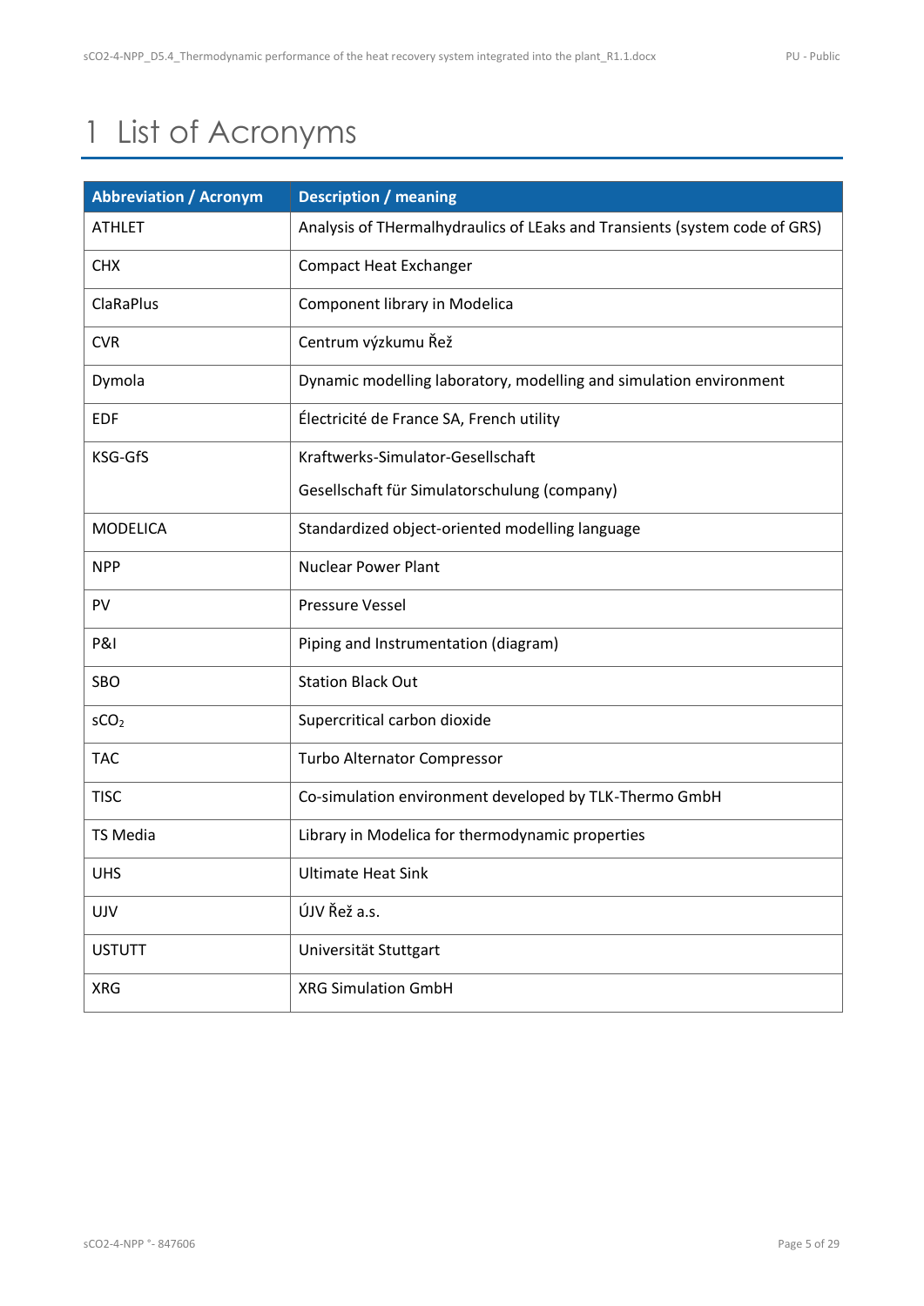# 1 List of Acronyms

| Abbreviation / Acronym | Description / meaning |
|---|---|
| ATHLET | Analysis of THermalhydraulics of LEaks and Transients (system code of GRS) |
| CHX | Compact Heat Exchanger |
| ClaRaPlus | Component library in Modelica |
| CVR | Centrum výzkumu Řež |
| Dymola | Dynamic modelling laboratory, modelling and simulation environment |
| EDF | Électricité de France SA, French utility |
| KSG-GfS | Kraftwerks-Simulator-Gesellschaft<br>Gesellschaft für Simulatorschulung (company) |
| MODELICA | Standardized object-oriented modelling language |
| NPP | Nuclear Power Plant |
| PV | Pressure Vessel |
| P&I | Piping and Instrumentation (diagram) |
| SBO | Station Black Out |
| $sCO_2$ | Supercritical carbon dioxide |
| TAC | Turbo Alternator Compressor |
| TISC | Co-simulation environment developed by TLK-Thermo GmbH |
| TS Media | Library in Modelica for thermodynamic properties |
| UHS | Ultimate Heat Sink |
| UJV | ÚJV Řež a.s. |
| USTUTT | Universität Stuttgart |
| XRG | XRG Simulation GmbH |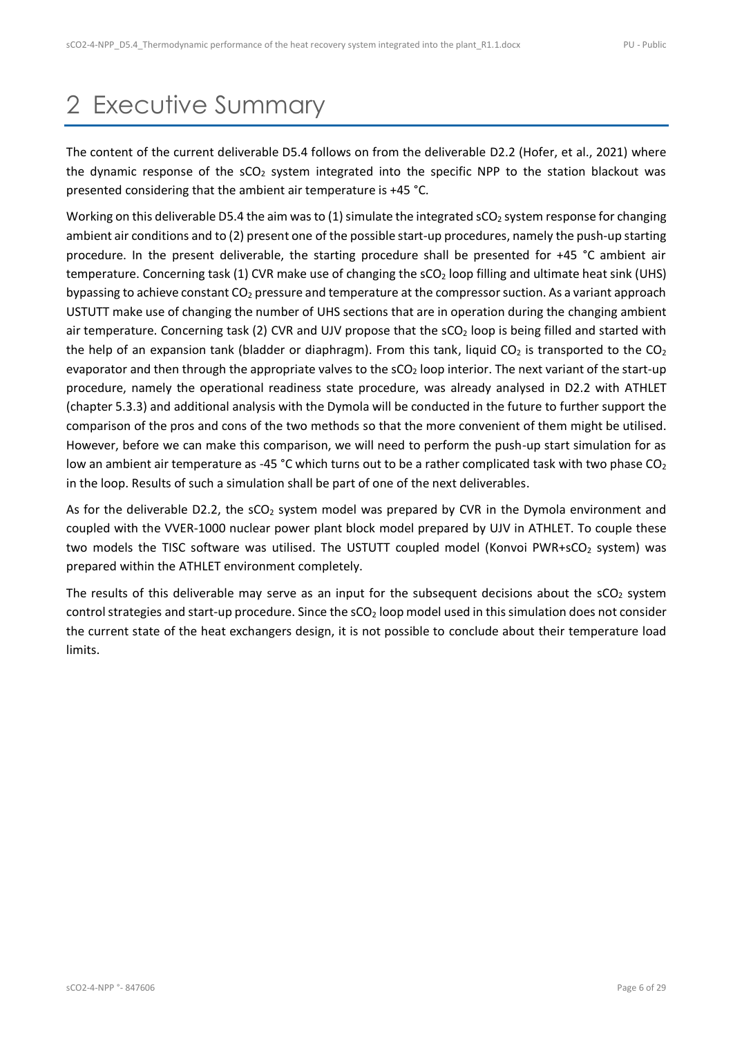# 2 Executive Summary

The content of the current deliverable D5.4 follows on from the deliverable D2.2 (Hofer, et al., 2021) where the dynamic response of the $sCO_2$ system integrated into the specific NPP to the station blackout was presented considering that the ambient air temperature is +45 °C.

Working on this deliverable D5.4 the aim was to (1) simulate the integrated $sCO_2$ system response for changing ambient air conditions and to (2) present one of the possible start-up procedures, namely the push-up starting procedure. In the present deliverable, the starting procedure shall be presented for +45 °C ambient air temperature. Concerning task (1) CVR make use of changing the $sCO_2$ loop filling and ultimate heat sink (UHS) bypassing to achieve constant $CO_2$ pressure and temperature at the compressor suction. As a variant approach USTUTT make use of changing the number of UHS sections that are in operation during the changing ambient air temperature. Concerning task (2) CVR and UJV propose that the $sCO_2$ loop is being filled and started with the help of an expansion tank (bladder or diaphragm). From this tank, liquid $CO_2$ is transported to the $CO_2$ evaporator and then through the appropriate valves to the $sCO_2$ loop interior. The next variant of the start-up procedure, namely the operational readiness state procedure, was already analysed in D2.2 with ATHLET (chapter 5.3.3) and additional analysis with the Dymola will be conducted in the future to further support the comparison of the pros and cons of the two methods so that the more convenient of them might be utilised. However, before we can make this comparison, we will need to perform the push-up start simulation for as low an ambient air temperature as -45 °C which turns out to be a rather complicated task with two phase $CO_2$ in the loop. Results of such a simulation shall be part of one of the next deliverables.

As for the deliverable D2.2, the $sCO_2$ system model was prepared by CVR in the Dymola environment and coupled with the VVER-1000 nuclear power plant block model prepared by UJV in ATHLET. To couple these two models the TISC software was utilised. The USTUTT coupled model (Konvoi PWR+$sCO_2$ system) was prepared within the ATHLET environment completely.

The results of this deliverable may serve as an input for the subsequent decisions about the $sCO_2$ system control strategies and start-up procedure. Since the $sCO_2$ loop model used in this simulation does not consider the current state of the heat exchangers design, it is not possible to conclude about their temperature load limits.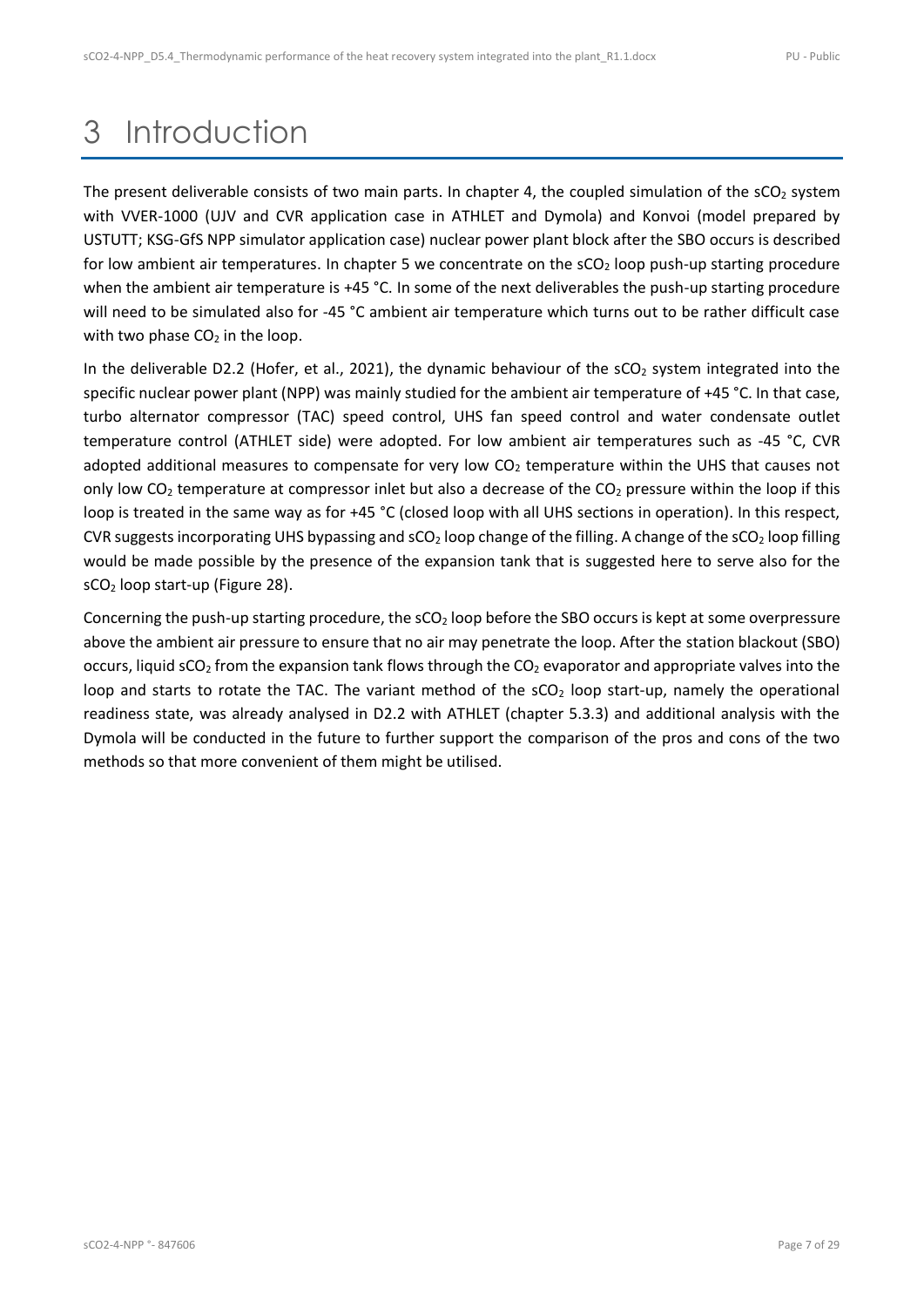# 3 Introduction

The present deliverable consists of two main parts. In chapter 4, the coupled simulation of the $sCO_2$ system with VVER-1000 (UJV and CVR application case in ATHLET and Dymola) and Konvoi (model prepared by USTUTT; KSG-GfS NPP simulator application case) nuclear power plant block after the SBO occurs is described for low ambient air temperatures. In chapter 5 we concentrate on the $sCO_2$ loop push-up starting procedure when the ambient air temperature is +45 °C. In some of the next deliverables the push-up starting procedure will need to be simulated also for -45 °C ambient air temperature which turns out to be rather difficult case with two phase $CO_2$ in the loop.

In the deliverable D2.2 (Hofer, et al., 2021), the dynamic behaviour of the $sCO_2$ system integrated into the specific nuclear power plant (NPP) was mainly studied for the ambient air temperature of +45 °C. In that case, turbo alternator compressor (TAC) speed control, UHS fan speed control and water condensate outlet temperature control (ATHLET side) were adopted. For low ambient air temperatures such as -45 °C, CVR adopted additional measures to compensate for very low $CO_2$ temperature within the UHS that causes not only low $CO_2$ temperature at compressor inlet but also a decrease of the $CO_2$ pressure within the loop if this loop is treated in the same way as for +45 °C (closed loop with all UHS sections in operation). In this respect, CVR suggests incorporating UHS bypassing and $sCO_2$ loop change of the filling. A change of the $sCO_2$ loop filling would be made possible by the presence of the expansion tank that is suggested here to serve also for the $sCO_2$ loop start-up (Figure 28).

Concerning the push-up starting procedure, the $sCO_2$ loop before the SBO occurs is kept at some overpressure above the ambient air pressure to ensure that no air may penetrate the loop. After the station blackout (SBO) occurs, liquid $sCO_2$ from the expansion tank flows through the $CO_2$ evaporator and appropriate valves into the loop and starts to rotate the TAC. The variant method of the $sCO_2$ loop start-up, namely the operational readiness state, was already analysed in D2.2 with ATHLET (chapter 5.3.3) and additional analysis with the Dymola will be conducted in the future to further support the comparison of the pros and cons of the two methods so that more convenient of them might be utilised.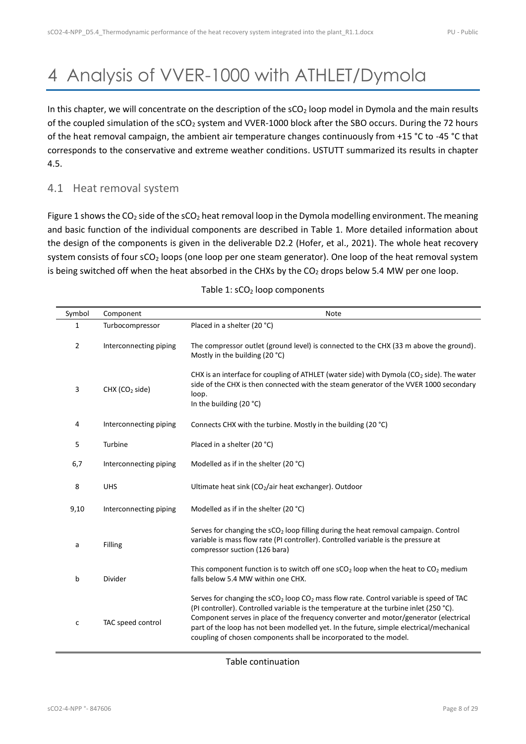# 4 Analysis of VVER-1000 with ATHLET/Dymola

In this chapter, we will concentrate on the description of the $sCO_2$ loop model in Dymola and the main results of the coupled simulation of the $sCO_2$ system and VVER-1000 block after the SBO occurs. During the 72 hours of the heat removal campaign, the ambient air temperature changes continuously from +15 °C to -45 °C that corresponds to the conservative and extreme weather conditions. USTUTT summarized its results in chapter 4.5.

## 4.1 Heat removal system

Figure 1 shows the $CO_2$ side of the $sCO_2$ heat removal loop in the Dymola modelling environment. The meaning and basic function of the individual components are described in Table 1. More detailed information about the design of the components is given in the deliverable D2.2 (Hofer, et al., 2021). The whole heat recovery system consists of four $sCO_2$ loops (one loop per one steam generator). One loop of the heat removal system is being switched off when the heat absorbed in the CHXs by the $CO_2$ drops below 5.4 MW per one loop.

Table 1: $sCO_2$ loop components

| Symbol | Component | Note |
|---|---|---|
| 1 | Turbocompressor | Placed in a shelter (20 °C) |
| 2 | Interconnecting piping | The compressor outlet (ground level) is connected to the CHX (33 m above the ground). Mostly in the building (20 °C) |
| 3 | CHX ($CO_2$ side) | CHX is an interface for coupling of ATHLET (water side) with Dymola ($CO_2$ side). The water side of the CHX is then connected with the steam generator of the VVER 1000 secondary loop. In the building (20 °C) |
| 4 | Interconnecting piping | Connects CHX with the turbine. Mostly in the building (20 °C) |
| 5 | Turbine | Placed in a shelter (20 °C) |
| 6,7 | Interconnecting piping | Modelled as if in the shelter (20 °C) |
| 8 | UHS | Ultimate heat sink ($CO_2$/air heat exchanger). Outdoor |
| 9,10 | Interconnecting piping | Modelled as if in the shelter (20 °C) |
| a | Filling | Serves for changing the $sCO_2$ loop filling during the heat removal campaign. Control variable is mass flow rate (PI controller). Controlled variable is the pressure at compressor suction (126 bara) |
| b | Divider | This component function is to switch off one $sCO_2$ loop when the heat to $CO_2$ medium falls below 5.4 MW within one CHX. |
| c | TAC speed control | Serves for changing the $sCO_2$ loop $CO_2$ mass flow rate. Control variable is speed of TAC (PI controller). Controlled variable is the temperature at the turbine inlet (250 °C). Component serves in place of the frequency converter and motor/generator (electrical part of the loop has not been modelled yet. In the future, simple electrical/mechanical coupling of chosen components shall be incorporated to the model. |

Table continuation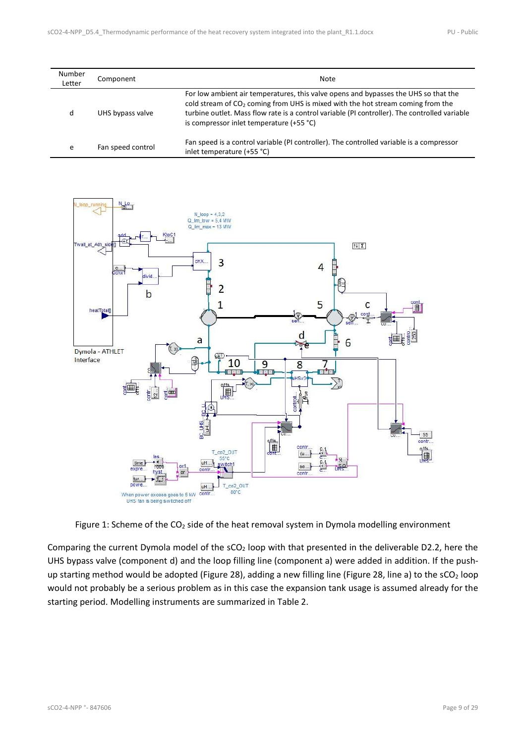| Number Letter | Component | Note |
|---|---|---|
| d | UHS bypass valve | For low ambient air temperatures, this valve opens and bypasses the UHS so that the cold stream of $CO_2$ coming from UHS is mixed with the hot stream coming from the turbine outlet. Mass flow rate is a control variable (PI controller). The controlled variable is compressor inlet temperature (+55 °C) |
| e | Fan speed control | Fan speed is a control variable (PI controller). The controlled variable is a compressor inlet temperature (+55 °C) |

Figure 1: Scheme of the $CO_2$ side of the heat removal system in Dymola modelling environment

Comparing the current Dymola model of the $sCO_2$ loop with that presented in the deliverable D2.2, here the UHS bypass valve (component d) and the loop filling line (component a) were added in addition. If the push-up starting method would be adopted (Figure 28), adding a new filling line (Figure 28, line a) to the $sCO_2$ loop would not probably be a serious problem as in this case the expansion tank usage is assumed already for the starting period. Modelling instruments are summarized in Table 2.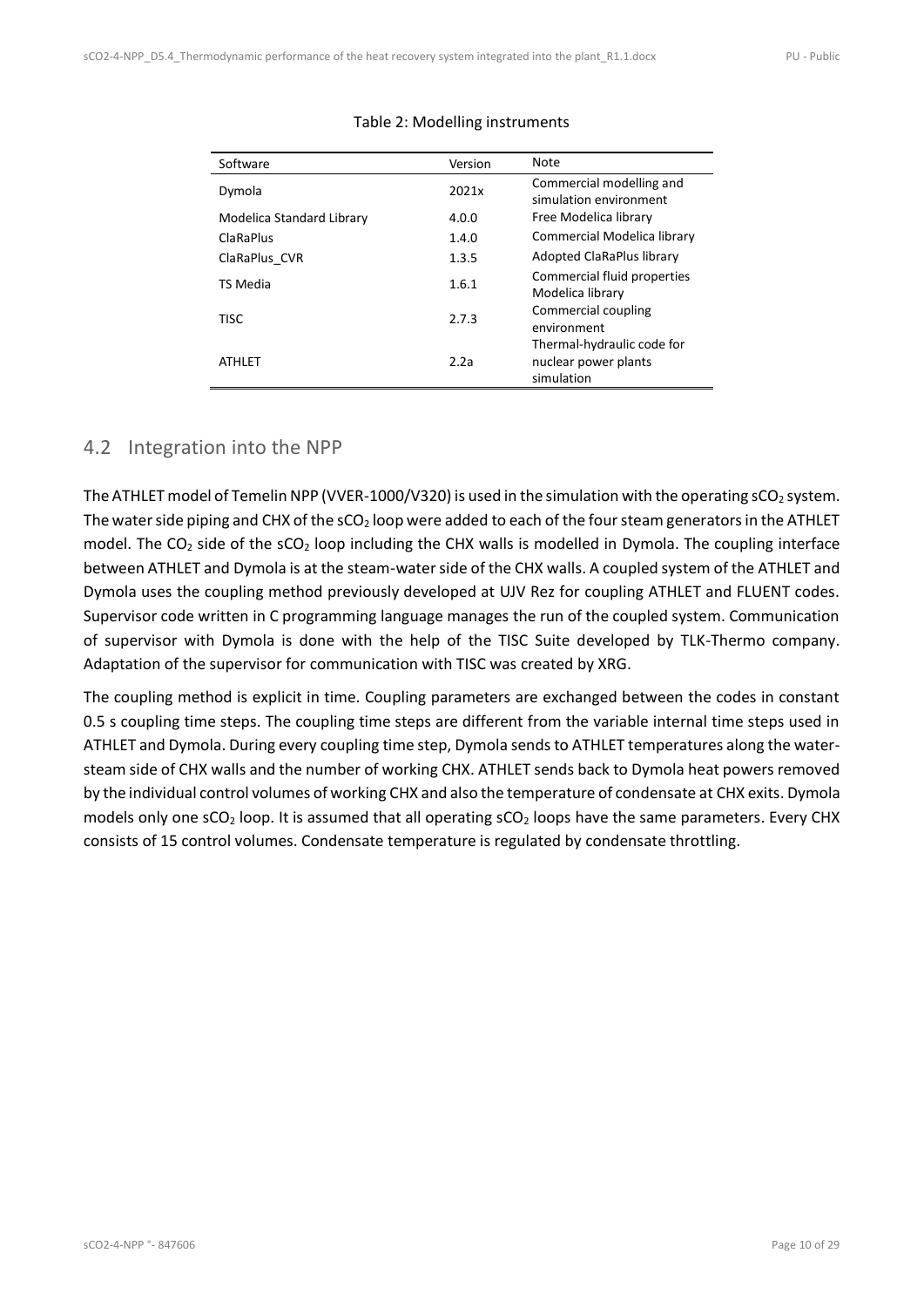Table 2: Modelling instruments

| Software | Version | Note |
|---|---|---|
| Dymola | 2021x | Commercial modelling and simulation environment |
| Modelica Standard Library | 4.0.0 | Free Modelica library |
| ClaRaPlus | 1.4.0 | Commercial Modelica library |
| ClaRaPlus_CVR | 1.3.5 | Adopted ClaRaPlus library |
| TS Media | 1.6.1 | Commercial fluid properties Modelica library |
| TISC | 2.7.3 | Commercial coupling environment |
| ATHLET | 2.2a | Thermal-hydraulic code for nuclear power plants simulation |

## 4.2 Integration into the NPP

The ATHLET model of Temelin NPP (VVER-1000/V320) is used in the simulation with the operating s$CO_2$ system. The water side piping and CHX of the s$CO_2$ loop were added to each of the four steam generators in the ATHLET model. The $CO_2$ side of the s$CO_2$ loop including the CHX walls is modelled in Dymola. The coupling interface between ATHLET and Dymola is at the steam-water side of the CHX walls. A coupled system of the ATHLET and Dymola uses the coupling method previously developed at UJV Rez for coupling ATHLET and FLUENT codes. Supervisor code written in C programming language manages the run of the coupled system. Communication of supervisor with Dymola is done with the help of the TISC Suite developed by TLK-Thermo company. Adaptation of the supervisor for communication with TISC was created by XRG.

The coupling method is explicit in time. Coupling parameters are exchanged between the codes in constant 0.5 s coupling time steps. The coupling time steps are different from the variable internal time steps used in ATHLET and Dymola. During every coupling time step, Dymola sends to ATHLET temperatures along the water-steam side of CHX walls and the number of working CHX. ATHLET sends back to Dymola heat powers removed by the individual control volumes of working CHX and also the temperature of condensate at CHX exits. Dymola models only one s$CO_2$ loop. It is assumed that all operating s$CO_2$ loops have the same parameters. Every CHX consists of 15 control volumes. Condensate temperature is regulated by condensate throttling.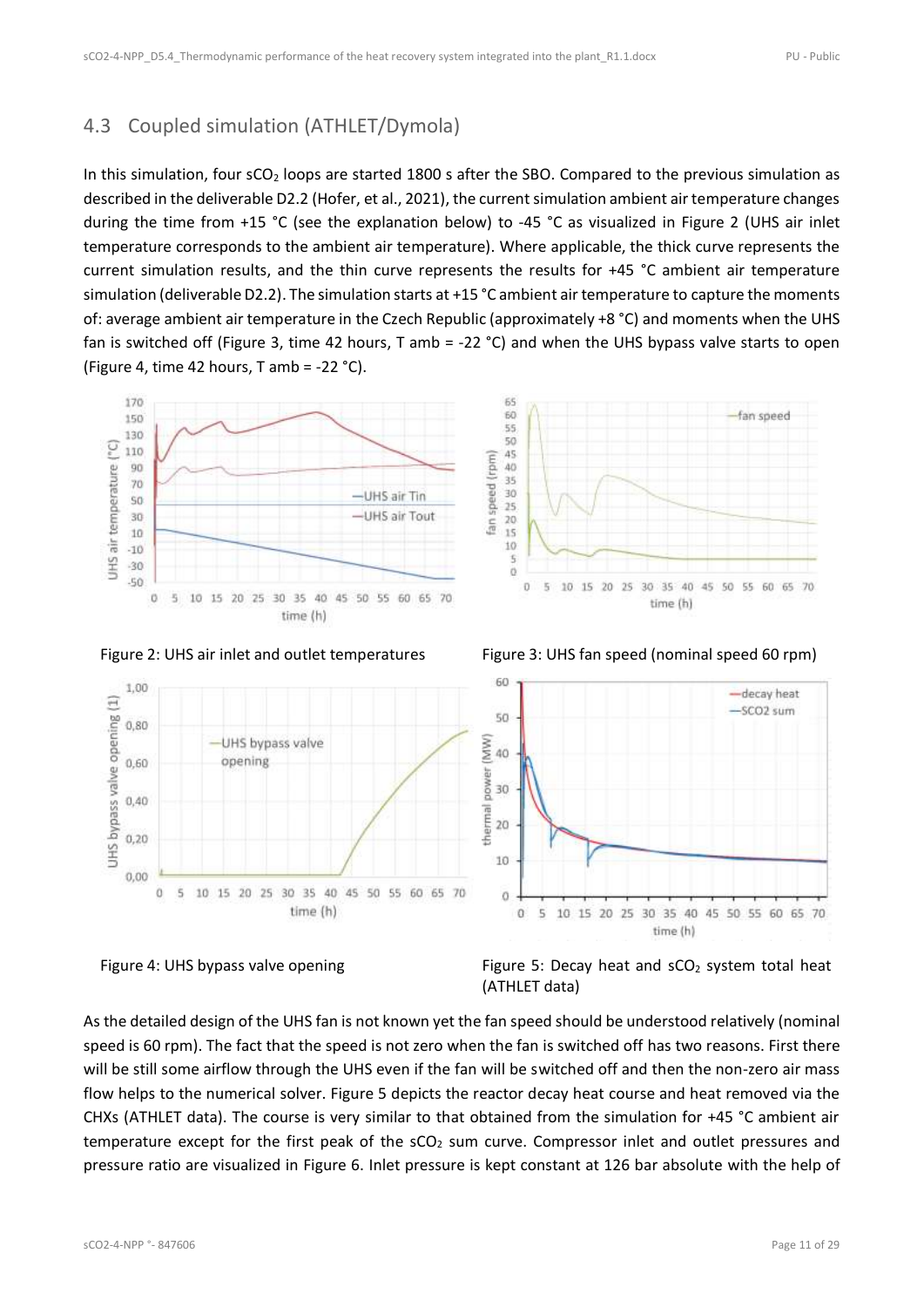## 4.3 Coupled simulation (ATHLET/Dymola)

In this simulation, four $sCO_2$ loops are started 1800 s after the SBO. Compared to the previous simulation as described in the deliverable D2.2 (Hofer, et al., 2021), the current simulation ambient air temperature changes during the time from +15 °C (see the explanation below) to -45 °C as visualized in Figure 2 (UHS air inlet temperature corresponds to the ambient air temperature). Where applicable, the thick curve represents the current simulation results, and the thin curve represents the results for +45 °C ambient air temperature simulation (deliverable D2.2). The simulation starts at +15 °C ambient air temperature to capture the moments of: average ambient air temperature in the Czech Republic (approximately +8 °C) and moments when the UHS fan is switched off (Figure 3, time 42 hours, T amb = -22 °C) and when the UHS bypass valve starts to open (Figure 4, time 42 hours, T amb = -22 °C).

Figure 2: UHS air inlet and outlet temperatures

Figure 3: UHS fan speed (nominal speed 60 rpm)

Figure 4: UHS bypass valve opening

Figure 5: Decay heat and $sCO_2$ system total heat (ATHLET data)

As the detailed design of the UHS fan is not known yet the fan speed should be understood relatively (nominal speed is 60 rpm). The fact that the speed is not zero when the fan is switched off has two reasons. First there will be still some airflow through the UHS even if the fan will be switched off and then the non-zero air mass flow helps to the numerical solver. Figure 5 depicts the reactor decay heat course and heat removed via the CHXs (ATHLET data). The course is very similar to that obtained from the simulation for +45 °C ambient air temperature except for the first peak of the $sCO_2$ sum curve. Compressor inlet and outlet pressures and pressure ratio are visualized in Figure 6. Inlet pressure is kept constant at 126 bar absolute with the help of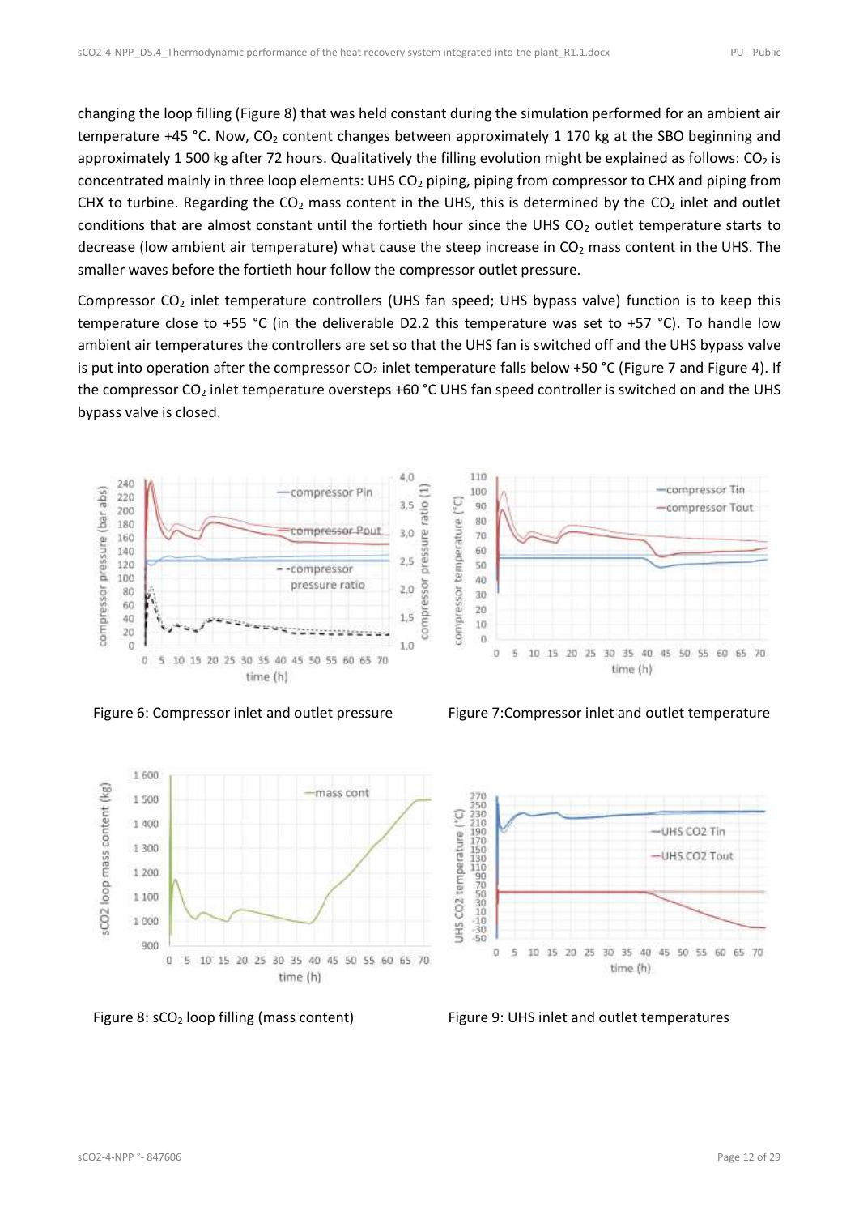changing the loop filling (Figure 8) that was held constant during the simulation performed for an ambient air temperature +45 °C. Now, $CO_2$ content changes between approximately 1 170 kg at the SBO beginning and approximately 1 500 kg after 72 hours. Qualitatively the filling evolution might be explained as follows: $CO_2$ is concentrated mainly in three loop elements: UHS $CO_2$ piping, piping from compressor to CHX and piping from CHX to turbine. Regarding the $CO_2$ mass content in the UHS, this is determined by the $CO_2$ inlet and outlet conditions that are almost constant until the fortieth hour since the UHS $CO_2$ outlet temperature starts to decrease (low ambient air temperature) what cause the steep increase in $CO_2$ mass content in the UHS. The smaller waves before the fortieth hour follow the compressor outlet pressure.

Compressor $CO_2$ inlet temperature controllers (UHS fan speed; UHS bypass valve) function is to keep this temperature close to +55 °C (in the deliverable D2.2 this temperature was set to +57 °C). To handle low ambient air temperatures the controllers are set so that the UHS fan is switched off and the UHS bypass valve is put into operation after the compressor $CO_2$ inlet temperature falls below +50 °C (Figure 7 and Figure 4). If the compressor $CO_2$ inlet temperature oversteps +60 °C UHS fan speed controller is switched on and the UHS bypass valve is closed.

Figure 6: Compressor inlet and outlet pressure

Figure 7: Compressor inlet and outlet temperature

Figure 8: $sCO_2$ loop filling (mass content)

Figure 9: UHS inlet and outlet temperatures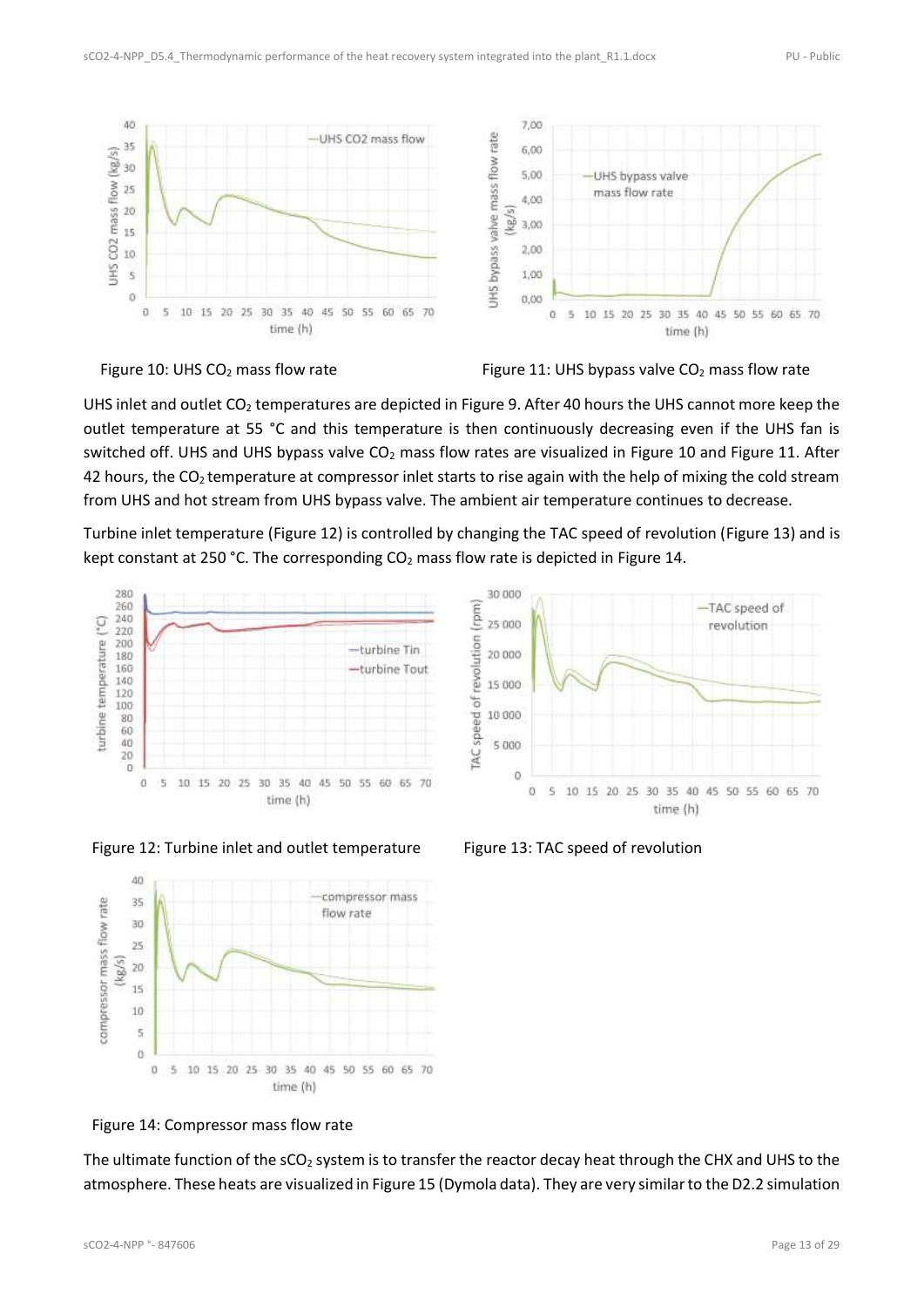Figure 10: UHS $CO_2$ mass flow rate

Figure 11: UHS bypass valve $CO_2$ mass flow rate

UHS inlet and outlet $CO_2$ temperatures are depicted in Figure 9. After 40 hours the UHS cannot more keep the outlet temperature at 55 °C and this temperature is then continuously decreasing even if the UHS fan is switched off. UHS and UHS bypass valve $CO_2$ mass flow rates are visualized in Figure 10 and Figure 11. After 42 hours, the $CO_2$ temperature at compressor inlet starts to rise again with the help of mixing the cold stream from UHS and hot stream from UHS bypass valve. The ambient air temperature continues to decrease.

Turbine inlet temperature (Figure 12) is controlled by changing the TAC speed of revolution (Figure 13) and is kept constant at 250 °C. The corresponding $CO_2$ mass flow rate is depicted in Figure 14.

Figure 12: Turbine inlet and outlet temperature

Figure 13: TAC speed of revolution

Figure 14: Compressor mass flow rate

The ultimate function of the $sCO_2$ system is to transfer the reactor decay heat through the CHX and UHS to the atmosphere. These heats are visualized in Figure 15 (Dymola data). They are very similar to the D2.2 simulation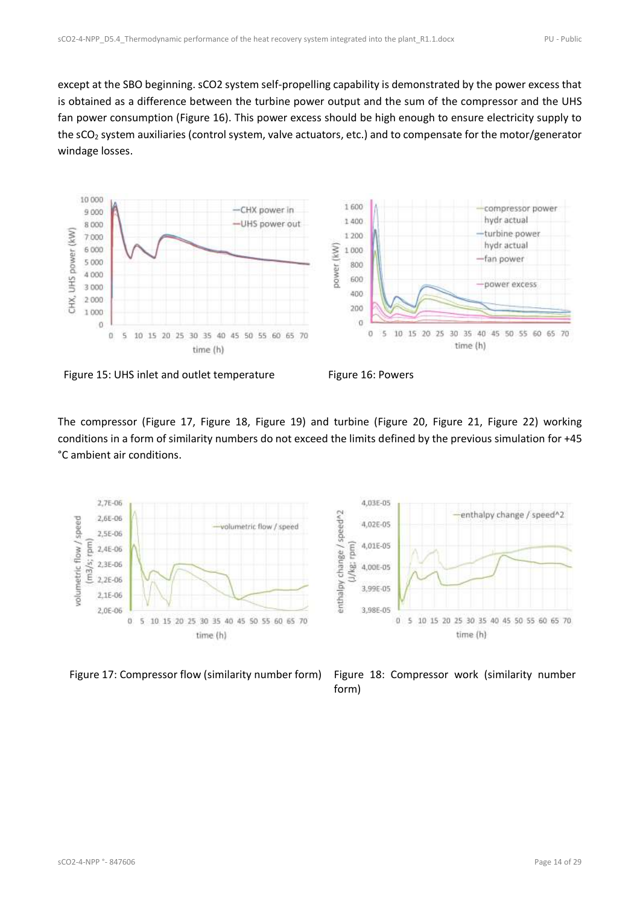except at the SBO beginning. sCO2 system self-propelling capability is demonstrated by the power excess that is obtained as a difference between the turbine power output and the sum of the compressor and the UHS fan power consumption (Figure 16). This power excess should be high enough to ensure electricity supply to the $sCO_2$ system auxiliaries (control system, valve actuators, etc.) and to compensate for the motor/generator windage losses.

Figure 15: UHS inlet and outlet temperature

Figure 16: Powers

The compressor (Figure 17, Figure 18, Figure 19) and turbine (Figure 20, Figure 21, Figure 22) working conditions in a form of similarity numbers do not exceed the limits defined by the previous simulation for +45 °C ambient air conditions.

Figure 17: Compressor flow (similarity number form)

Figure 18: Compressor work (similarity number form)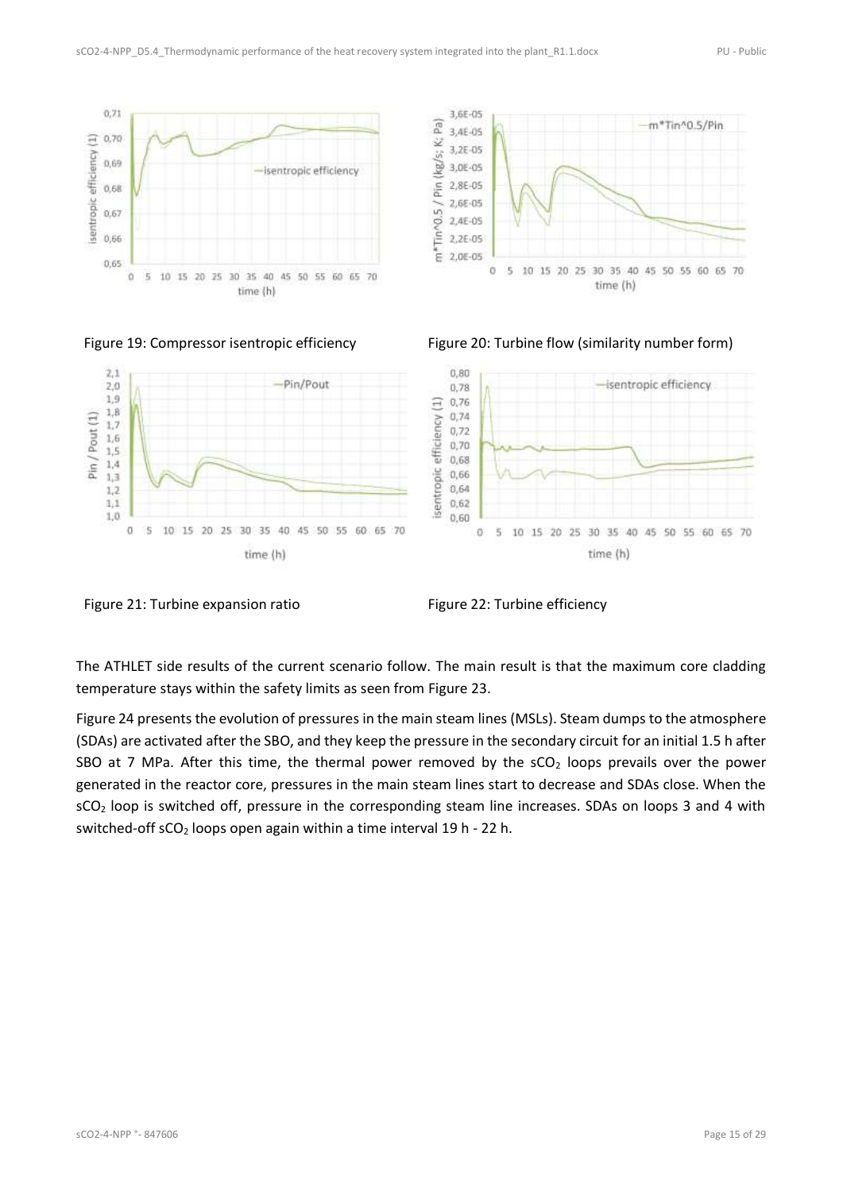Figure 19: Compressor isentropic efficiency

Figure 20: Turbine flow (similarity number form)

Figure 21: Turbine expansion ratio

Figure 22: Turbine efficiency

The ATHLET side results of the current scenario follow. The main result is that the maximum core cladding temperature stays within the safety limits as seen from Figure 23.

Figure 24 presents the evolution of pressures in the main steam lines (MSLs). Steam dumps to the atmosphere (SDAs) are activated after the SBO, and they keep the pressure in the secondary circuit for an initial 1.5 h after SBO at 7 MPa. After this time, the thermal power removed by the $sCO_2$ loops prevails over the power generated in the reactor core, pressures in the main steam lines start to decrease and SDAs close. When the $sCO_2$ loop is switched off, pressure in the corresponding steam line increases. SDAs on loops 3 and 4 with switched-off $sCO_2$ loops open again within a time interval 19 h - 22 h.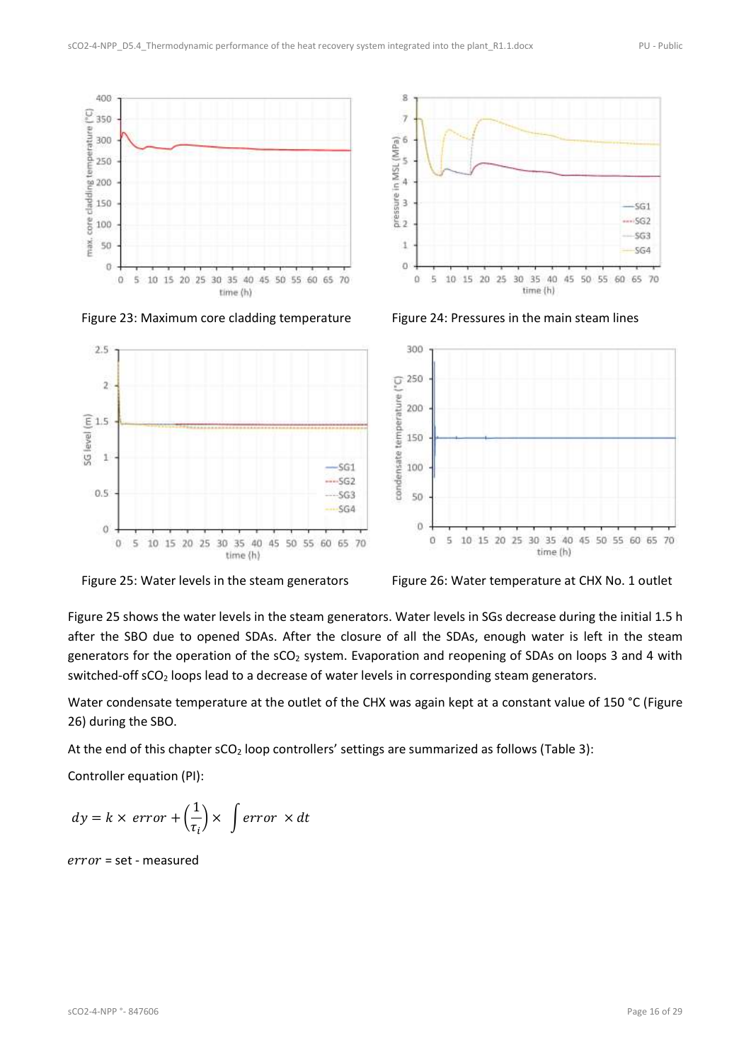Figure 23: Maximum core cladding temperature

Figure 24: Pressures in the main steam lines

Figure 25: Water levels in the steam generators

Figure 26: Water temperature at CHX No. 1 outlet

Figure 25 shows the water levels in the steam generators. Water levels in SGs decrease during the initial 1.5 h after the SBO due to opened SDAs. After the closure of all the SDAs, enough water is left in the steam generators for the operation of the $sCO_2$ system. Evaporation and reopening of SDAs on loops 3 and 4 with switched-off $sCO_2$ loops lead to a decrease of water levels in corresponding steam generators.

Water condensate temperature at the outlet of the CHX was again kept at a constant value of 150 °C (Figure 26) during the SBO.

At the end of this chapter $sCO_2$ loop controllers' settings are summarized as follows (Table 3):

Controller equation (PI):

$$dy = k \times error + \left(\frac{1}{\tau_i}\right) \times \int error \times dt$$

$error$ = set - measured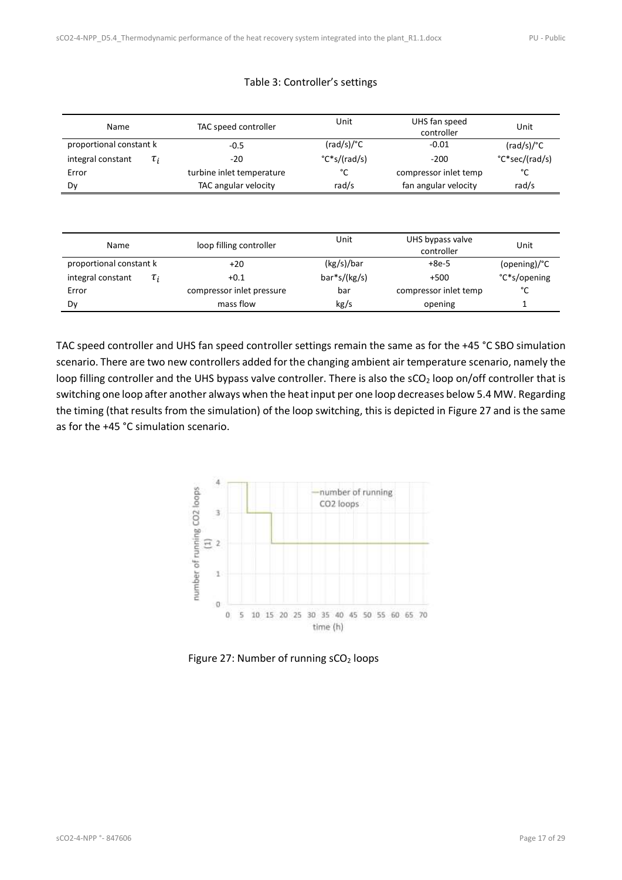Table 3: Controller's settings

| Name | TAC speed controller | Unit | UHS fan speed controller | Unit |
|---|---|---|---|---|
| proportional constant k | -0.5 | (rad/s)/°C | -0.01 | (rad/s)/°C |
| integral constant $\tau_i$ | -20 | °C*s/(rad/s) | -200 | °C*sec/(rad/s) |
| Error | turbine inlet temperature | °C | compressor inlet temp | °C |
| Dy | TAC angular velocity | rad/s | fan angular velocity | rad/s |

| Name | loop filling controller | Unit | UHS bypass valve controller | Unit |
|---|---|---|---|---|
| proportional constant k | +20 | (kg/s)/bar | +8e-5 | (opening)/°C |
| integral constant $\tau_i$ | +0.1 | bar*s/(kg/s) | +500 | °C*s/opening |
| Error | compressor inlet pressure | bar | compressor inlet temp | °C |
| Dy | mass flow | kg/s | opening | 1 |

TAC speed controller and UHS fan speed controller settings remain the same as for the +45 °C SBO simulation scenario. There are two new controllers added for the changing ambient air temperature scenario, namely the loop filling controller and the UHS bypass valve controller. There is also the $sCO_2$ loop on/off controller that is switching one loop after another always when the heat input per one loop decreases below 5.4 MW. Regarding the timing (that results from the simulation) of the loop switching, this is depicted in Figure 27 and is the same as for the +45 °C simulation scenario.

Figure 27: Number of running $sCO_2$ loops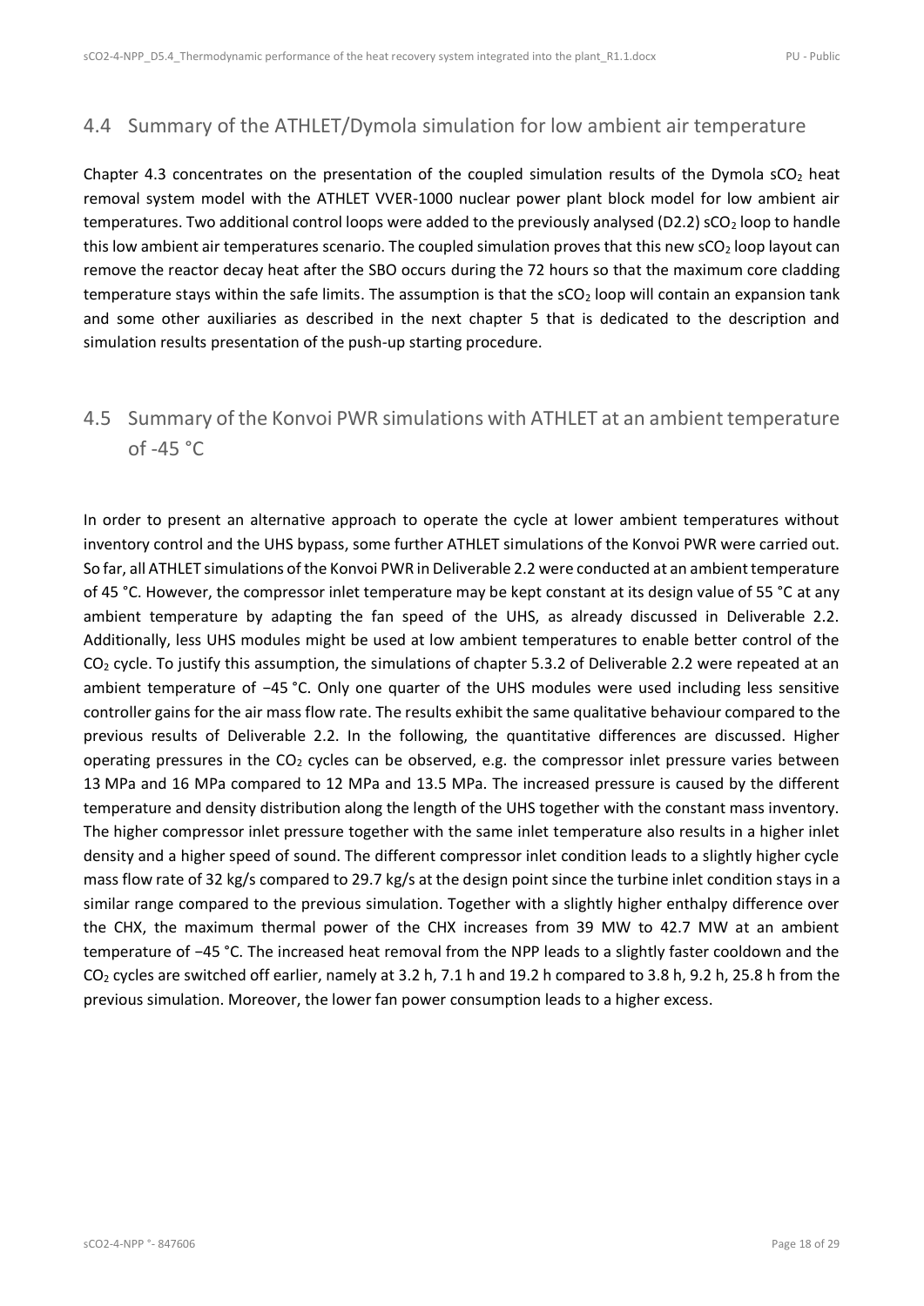## 4.4 Summary of the ATHLET/Dymola simulation for low ambient air temperature

Chapter 4.3 concentrates on the presentation of the coupled simulation results of the Dymola $sCO_2$ heat removal system model with the ATHLET VVER-1000 nuclear power plant block model for low ambient air temperatures. Two additional control loops were added to the previously analysed (D2.2) $sCO_2$ loop to handle this low ambient air temperatures scenario. The coupled simulation proves that this new $sCO_2$ loop layout can remove the reactor decay heat after the SBO occurs during the 72 hours so that the maximum core cladding temperature stays within the safe limits. The assumption is that the $sCO_2$ loop will contain an expansion tank and some other auxiliaries as described in the next chapter 5 that is dedicated to the description and simulation results presentation of the push-up starting procedure.

## 4.5 Summary of the Konvoi PWR simulations with ATHLET at an ambient temperature of -45 °C

In order to present an alternative approach to operate the cycle at lower ambient temperatures without inventory control and the UHS bypass, some further ATHLET simulations of the Konvoi PWR were carried out. So far, all ATHLET simulations of the Konvoi PWR in Deliverable 2.2 were conducted at an ambient temperature of 45 °C. However, the compressor inlet temperature may be kept constant at its design value of 55 °C at any ambient temperature by adapting the fan speed of the UHS, as already discussed in Deliverable 2.2. Additionally, less UHS modules might be used at low ambient temperatures to enable better control of the $CO_2$ cycle. To justify this assumption, the simulations of chapter 5.3.2 of Deliverable 2.2 were repeated at an ambient temperature of −45 °C. Only one quarter of the UHS modules were used including less sensitive controller gains for the air mass flow rate. The results exhibit the same qualitative behaviour compared to the previous results of Deliverable 2.2. In the following, the quantitative differences are discussed. Higher operating pressures in the $CO_2$ cycles can be observed, e.g. the compressor inlet pressure varies between 13 MPa and 16 MPa compared to 12 MPa and 13.5 MPa. The increased pressure is caused by the different temperature and density distribution along the length of the UHS together with the constant mass inventory. The higher compressor inlet pressure together with the same inlet temperature also results in a higher inlet density and a higher speed of sound. The different compressor inlet condition leads to a slightly higher cycle mass flow rate of 32 kg/s compared to 29.7 kg/s at the design point since the turbine inlet condition stays in a similar range compared to the previous simulation. Together with a slightly higher enthalpy difference over the CHX, the maximum thermal power of the CHX increases from 39 MW to 42.7 MW at an ambient temperature of −45 °C. The increased heat removal from the NPP leads to a slightly faster cooldown and the $CO_2$ cycles are switched off earlier, namely at 3.2 h, 7.1 h and 19.2 h compared to 3.8 h, 9.2 h, 25.8 h from the previous simulation. Moreover, the lower fan power consumption leads to a higher excess.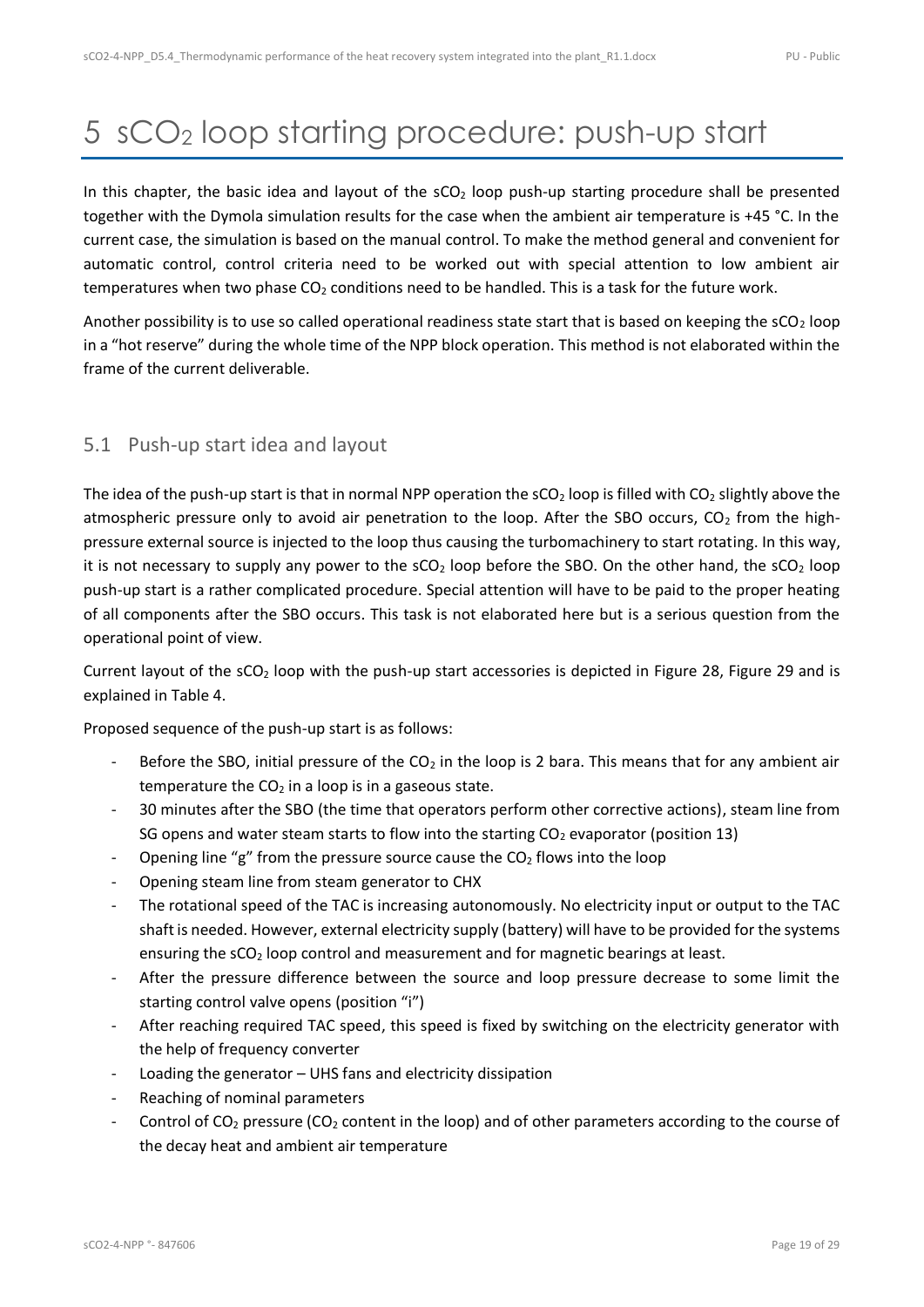# 5 $sCO_2$ loop starting procedure: push-up start

In this chapter, the basic idea and layout of the $sCO_2$ loop push-up starting procedure shall be presented together with the Dymola simulation results for the case when the ambient air temperature is +45 °C. In the current case, the simulation is based on the manual control. To make the method general and convenient for automatic control, control criteria need to be worked out with special attention to low ambient air temperatures when two phase $CO_2$ conditions need to be handled. This is a task for the future work.

Another possibility is to use so called operational readiness state start that is based on keeping the $sCO_2$ loop in a "hot reserve" during the whole time of the NPP block operation. This method is not elaborated within the frame of the current deliverable.

## 5.1 Push-up start idea and layout

The idea of the push-up start is that in normal NPP operation the $sCO_2$ loop is filled with $CO_2$ slightly above the atmospheric pressure only to avoid air penetration to the loop. After the SBO occurs, $CO_2$ from the high-pressure external source is injected to the loop thus causing the turbomachinery to start rotating. In this way, it is not necessary to supply any power to the $sCO_2$ loop before the SBO. On the other hand, the $sCO_2$ loop push-up start is a rather complicated procedure. Special attention will have to be paid to the proper heating of all components after the SBO occurs. This task is not elaborated here but is a serious question from the operational point of view.

Current layout of the $sCO_2$ loop with the push-up start accessories is depicted in Figure 28, Figure 29 and is explained in Table 4.

Proposed sequence of the push-up start is as follows:

- Before the SBO, initial pressure of the $CO_2$ in the loop is 2 bara. This means that for any ambient air temperature the $CO_2$ in a loop is in a gaseous state.
- 30 minutes after the SBO (the time that operators perform other corrective actions), steam line from SG opens and water steam starts to flow into the starting $CO_2$ evaporator (position 13)
- Opening line "g" from the pressure source cause the $CO_2$ flows into the loop
- Opening steam line from steam generator to CHX
- The rotational speed of the TAC is increasing autonomously. No electricity input or output to the TAC shaft is needed. However, external electricity supply (battery) will have to be provided for the systems ensuring the $sCO_2$ loop control and measurement and for magnetic bearings at least.
- After the pressure difference between the source and loop pressure decrease to some limit the starting control valve opens (position "i")
- After reaching required TAC speed, this speed is fixed by switching on the electricity generator with the help of frequency converter
- Loading the generator – UHS fans and electricity dissipation
- Reaching of nominal parameters
- Control of $CO_2$ pressure ($CO_2$ content in the loop) and of other parameters according to the course of the decay heat and ambient air temperature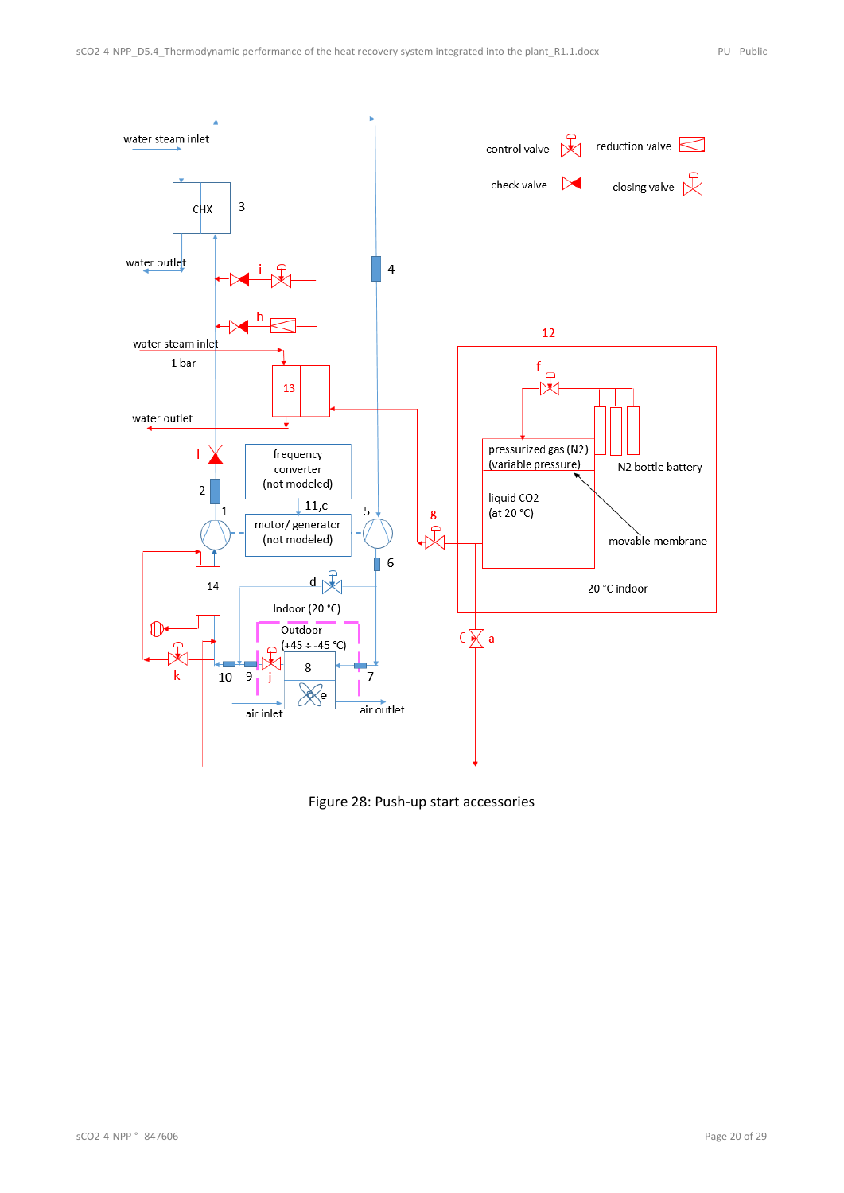Figure 28: Push-up start accessories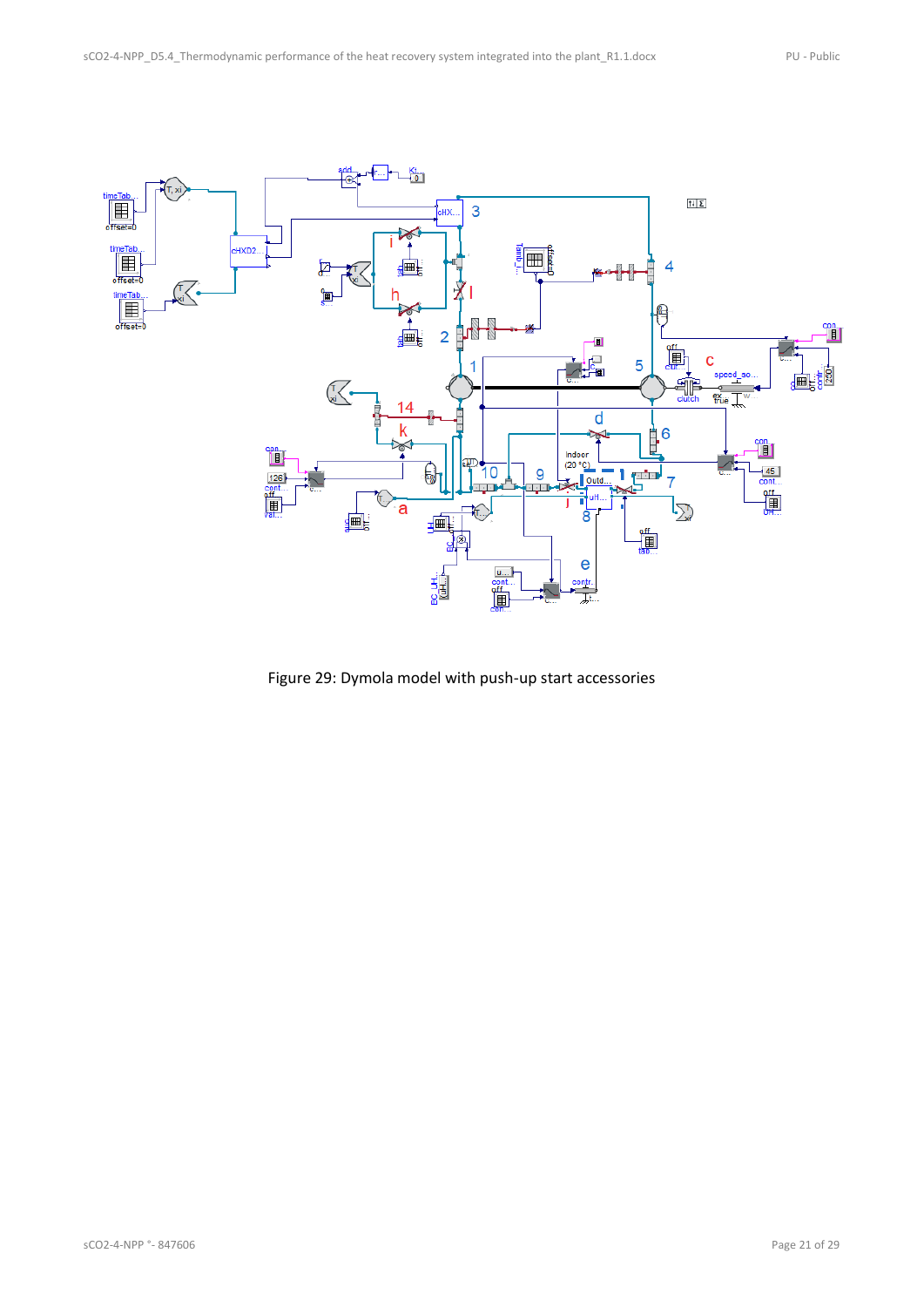Figure 29: Dymola model with push-up start accessories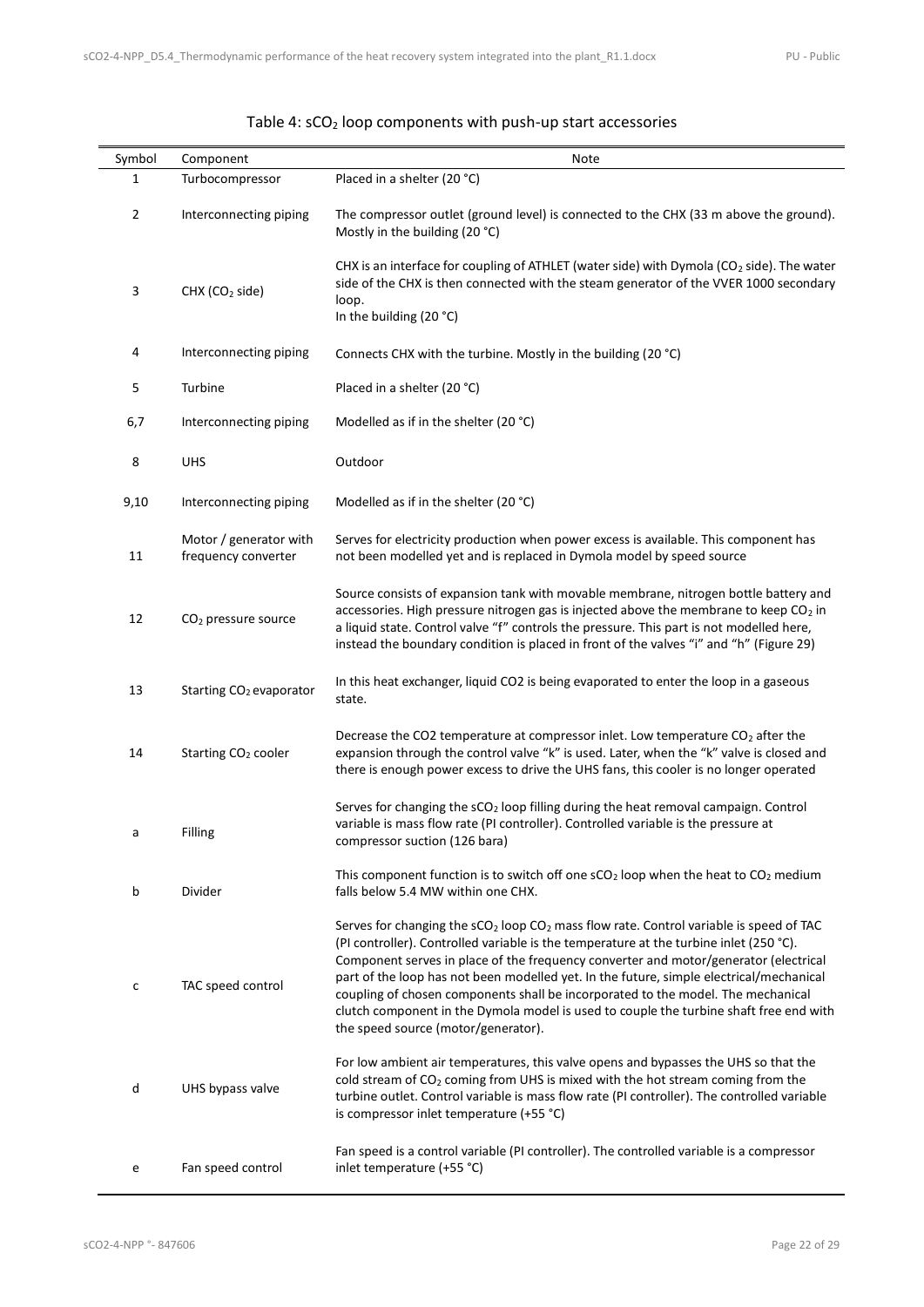Table 4: $sCO_2$ loop components with push-up start accessories

| Symbol | Component | Note |
|---|---|---|
| 1 | Turbocompressor | Placed in a shelter (20 °C) |
| 2 | Interconnecting piping | The compressor outlet (ground level) is connected to the CHX (33 m above the ground). Mostly in the building (20 °C) |
| 3 | CHX ($CO_2$ side) | CHX is an interface for coupling of ATHLET (water side) with Dymola ($CO_2$ side). The water side of the CHX is then connected with the steam generator of the VVER 1000 secondary loop.<br>In the building (20 °C) |
| 4 | Interconnecting piping | Connects CHX with the turbine. Mostly in the building (20 °C) |
| 5 | Turbine | Placed in a shelter (20 °C) |
| 6,7 | Interconnecting piping | Modelled as if in the shelter (20 °C) |
| 8 | UHS | Outdoor |
| 9,10 | Interconnecting piping | Modelled as if in the shelter (20 °C) |
| 11 | Motor / generator with frequency converter | Serves for electricity production when power excess is available. This component has not been modelled yet and is replaced in Dymola model by speed source |
| 12 | $CO_2$ pressure source | Source consists of expansion tank with movable membrane, nitrogen bottle battery and accessories. High pressure nitrogen gas is injected above the membrane to keep $CO_2$ in a liquid state. Control valve "f" controls the pressure. This part is not modelled here, instead the boundary condition is placed in front of the valves "i" and "h" (Figure 29) |
| 13 | Starting $CO_2$ evaporator | In this heat exchanger, liquid CO2 is being evaporated to enter the loop in a gaseous state. |
| 14 | Starting $CO_2$ cooler | Decrease the CO2 temperature at compressor inlet. Low temperature $CO_2$ after the expansion through the control valve "k" is used. Later, when the "k" valve is closed and there is enough power excess to drive the UHS fans, this cooler is no longer operated |
| a | Filling | Serves for changing the $sCO_2$ loop filling during the heat removal campaign. Control variable is mass flow rate (PI controller). Controlled variable is the pressure at compressor suction (126 bara) |
| b | Divider | This component function is to switch off one $sCO_2$ loop when the heat to $CO_2$ medium falls below 5.4 MW within one CHX. |
| c | TAC speed control | Serves for changing the $sCO_2$ loop $CO_2$ mass flow rate. Control variable is speed of TAC (PI controller). Controlled variable is the temperature at the turbine inlet (250 °C). Component serves in place of the frequency converter and motor/generator (electrical part of the loop has not been modelled yet. In the future, simple electrical/mechanical coupling of chosen components shall be incorporated to the model. The mechanical clutch component in the Dymola model is used to couple the turbine shaft free end with the speed source (motor/generator). |
| d | UHS bypass valve | For low ambient air temperatures, this valve opens and bypasses the UHS so that the cold stream of $CO_2$ coming from UHS is mixed with the hot stream coming from the turbine outlet. Control variable is mass flow rate (PI controller). The controlled variable is compressor inlet temperature (+55 °C) |
| e | Fan speed control | Fan speed is a control variable (PI controller). The controlled variable is a compressor inlet temperature (+55 °C) |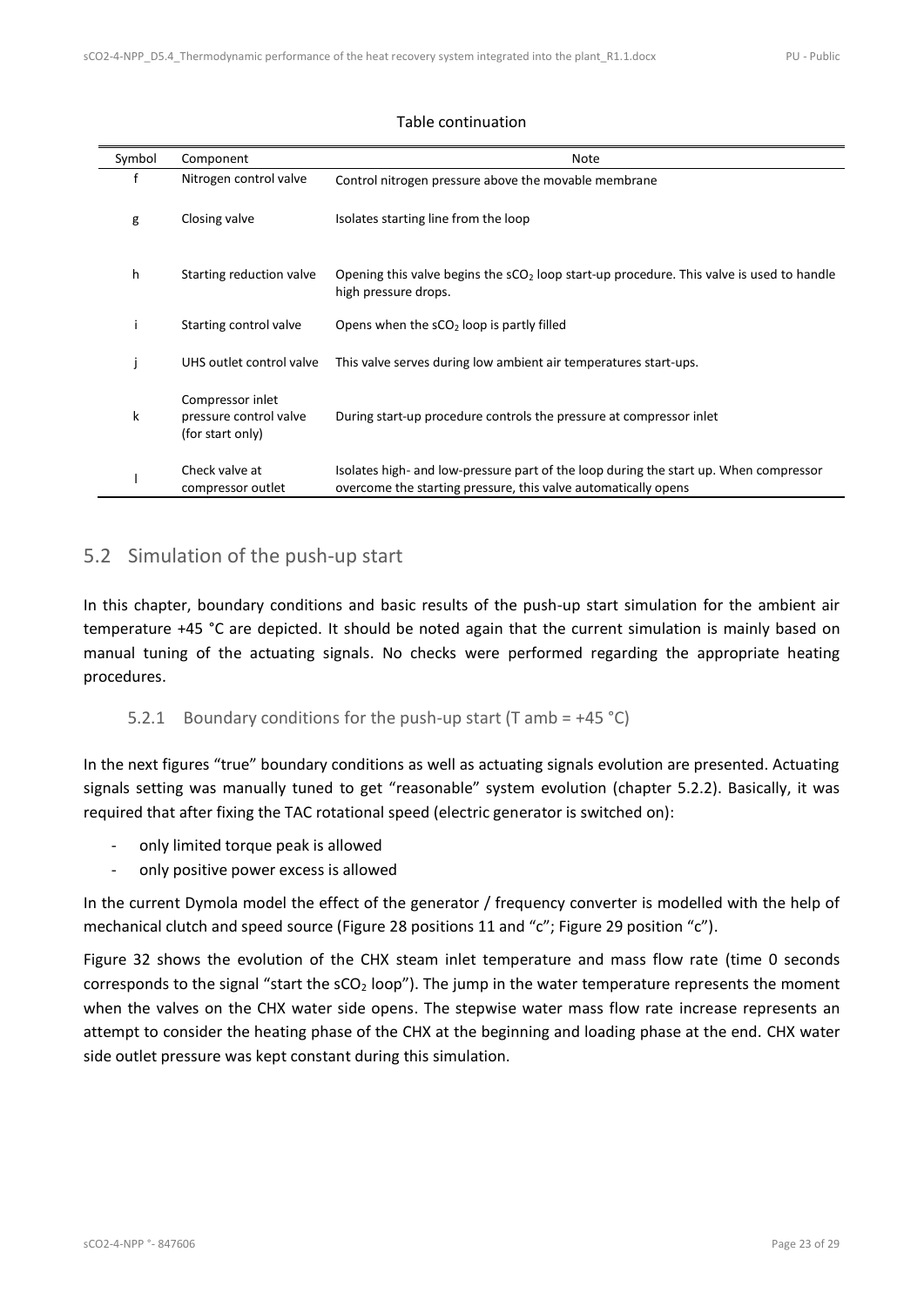Table continuation

| Symbol | Component | Note |
|---|---|---|
| f | Nitrogen control valve | Control nitrogen pressure above the movable membrane |
| g | Closing valve | Isolates starting line from the loop |
| h | Starting reduction valve | Opening this valve begins the $sCO_2$ loop start-up procedure. This valve is used to handle high pressure drops. |
| i | Starting control valve | Opens when the $sCO_2$ loop is partly filled |
| j | UHS outlet control valve | This valve serves during low ambient air temperatures start-ups. |
| k | Compressor inlet pressure control valve (for start only) | During start-up procedure controls the pressure at compressor inlet |
| l | Check valve at compressor outlet | Isolates high- and low-pressure part of the loop during the start up. When compressor overcome the starting pressure, this valve automatically opens |

## 5.2 Simulation of the push-up start

In this chapter, boundary conditions and basic results of the push-up start simulation for the ambient air temperature +45 °C are depicted. It should be noted again that the current simulation is mainly based on manual tuning of the actuating signals. No checks were performed regarding the appropriate heating procedures.

### 5.2.1 Boundary conditions for the push-up start (T amb = +45 °C)

In the next figures "true" boundary conditions as well as actuating signals evolution are presented. Actuating signals setting was manually tuned to get "reasonable" system evolution (chapter 5.2.2). Basically, it was required that after fixing the TAC rotational speed (electric generator is switched on):

- only limited torque peak is allowed
- only positive power excess is allowed

In the current Dymola model the effect of the generator / frequency converter is modelled with the help of mechanical clutch and speed source (Figure 28 positions 11 and "c"; Figure 29 position "c").

Figure 32 shows the evolution of the CHX steam inlet temperature and mass flow rate (time 0 seconds corresponds to the signal "start the $sCO_2$ loop"). The jump in the water temperature represents the moment when the valves on the CHX water side opens. The stepwise water mass flow rate increase represents an attempt to consider the heating phase of the CHX at the beginning and loading phase at the end. CHX water side outlet pressure was kept constant during this simulation.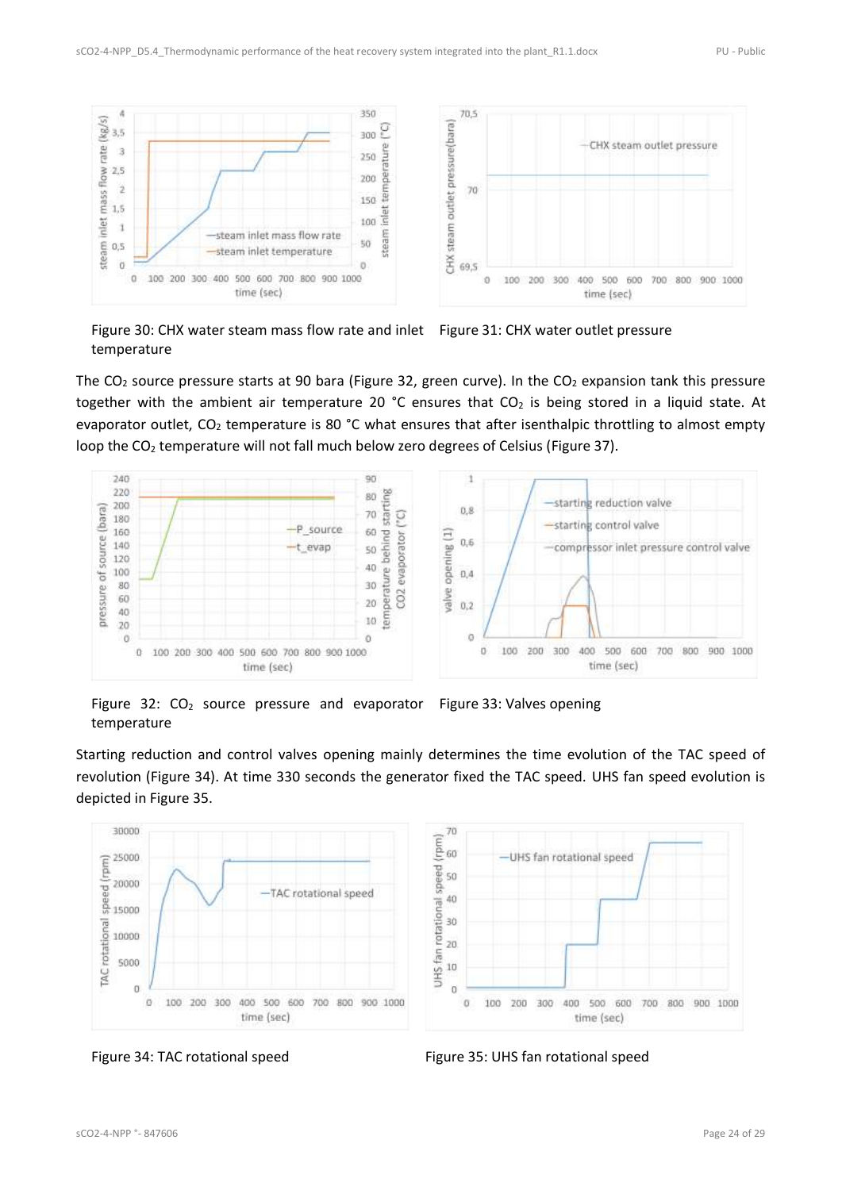Figure 30: CHX water steam mass flow rate and inlet temperature

Figure 31: CHX water outlet pressure

The $CO_2$ source pressure starts at 90 bara (Figure 32, green curve). In the $CO_2$ expansion tank this pressure together with the ambient air temperature 20 °C ensures that $CO_2$ is being stored in a liquid state. At evaporator outlet, $CO_2$ temperature is 80 °C what ensures that after isenthalpic throttling to almost empty loop the $CO_2$ temperature will not fall much below zero degrees of Celsius (Figure 37).

Figure 32: $CO_2$ source pressure and evaporator temperature

Figure 33: Valves opening

Starting reduction and control valves opening mainly determines the time evolution of the TAC speed of revolution (Figure 34). At time 330 seconds the generator fixed the TAC speed. UHS fan speed evolution is depicted in Figure 35.

Figure 34: TAC rotational speed

Figure 35: UHS fan rotational speed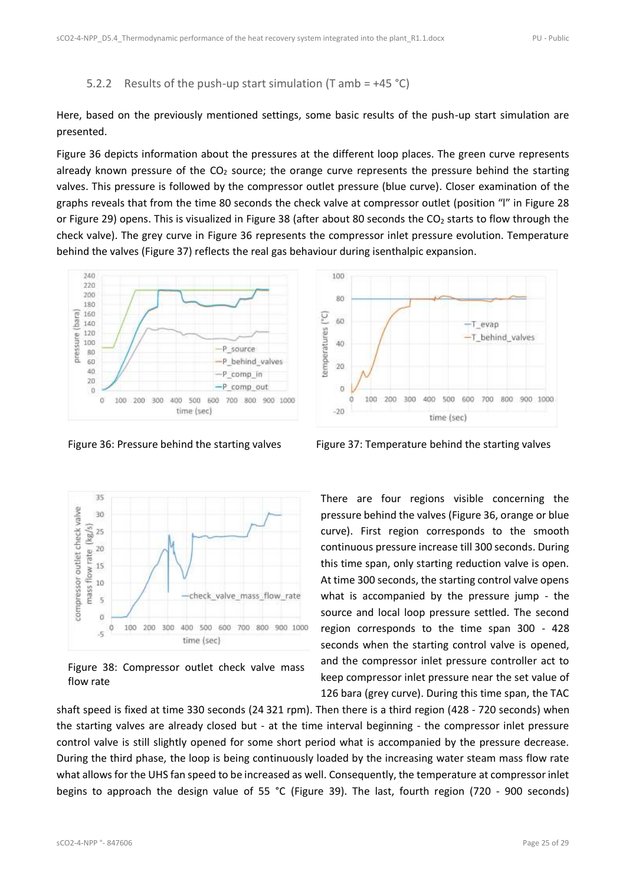### 5.2.2 Results of the push-up start simulation (T amb = +45 °C)

Here, based on the previously mentioned settings, some basic results of the push-up start simulation are presented.

Figure 36 depicts information about the pressures at the different loop places. The green curve represents already known pressure of the $CO_2$ source; the orange curve represents the pressure behind the starting valves. This pressure is followed by the compressor outlet pressure (blue curve). Closer examination of the graphs reveals that from the time 80 seconds the check valve at compressor outlet (position "I" in Figure 28 or Figure 29) opens. This is visualized in Figure 38 (after about 80 seconds the $CO_2$ starts to flow through the check valve). The grey curve in Figure 36 represents the compressor inlet pressure evolution. Temperature behind the valves (Figure 37) reflects the real gas behaviour during isenthalpic expansion.

Figure 36: Pressure behind the starting valves

Figure 37: Temperature behind the starting valves

Figure 38: Compressor outlet check valve mass flow rate

There are four regions visible concerning the pressure behind the valves (Figure 36, orange or blue curve). First region corresponds to the smooth continuous pressure increase till 300 seconds. During this time span, only starting reduction valve is open. At time 300 seconds, the starting control valve opens what is accompanied by the pressure jump - the source and local loop pressure settled. The second region corresponds to the time span 300 - 428 seconds when the starting control valve is opened, and the compressor inlet pressure controller act to keep compressor inlet pressure near the set value of 126 bara (grey curve). During this time span, the TAC shaft speed is fixed at time 330 seconds (24 321 rpm). Then there is a third region (428 - 720 seconds) when the starting valves are already closed but - at the time interval beginning - the compressor inlet pressure control valve is still slightly opened for some short period what is accompanied by the pressure decrease. During the third phase, the loop is being continuously loaded by the increasing water steam mass flow rate what allows for the UHS fan speed to be increased as well. Consequently, the temperature at compressor inlet begins to approach the design value of 55 °C (Figure 39). The last, fourth region (720 - 900 seconds)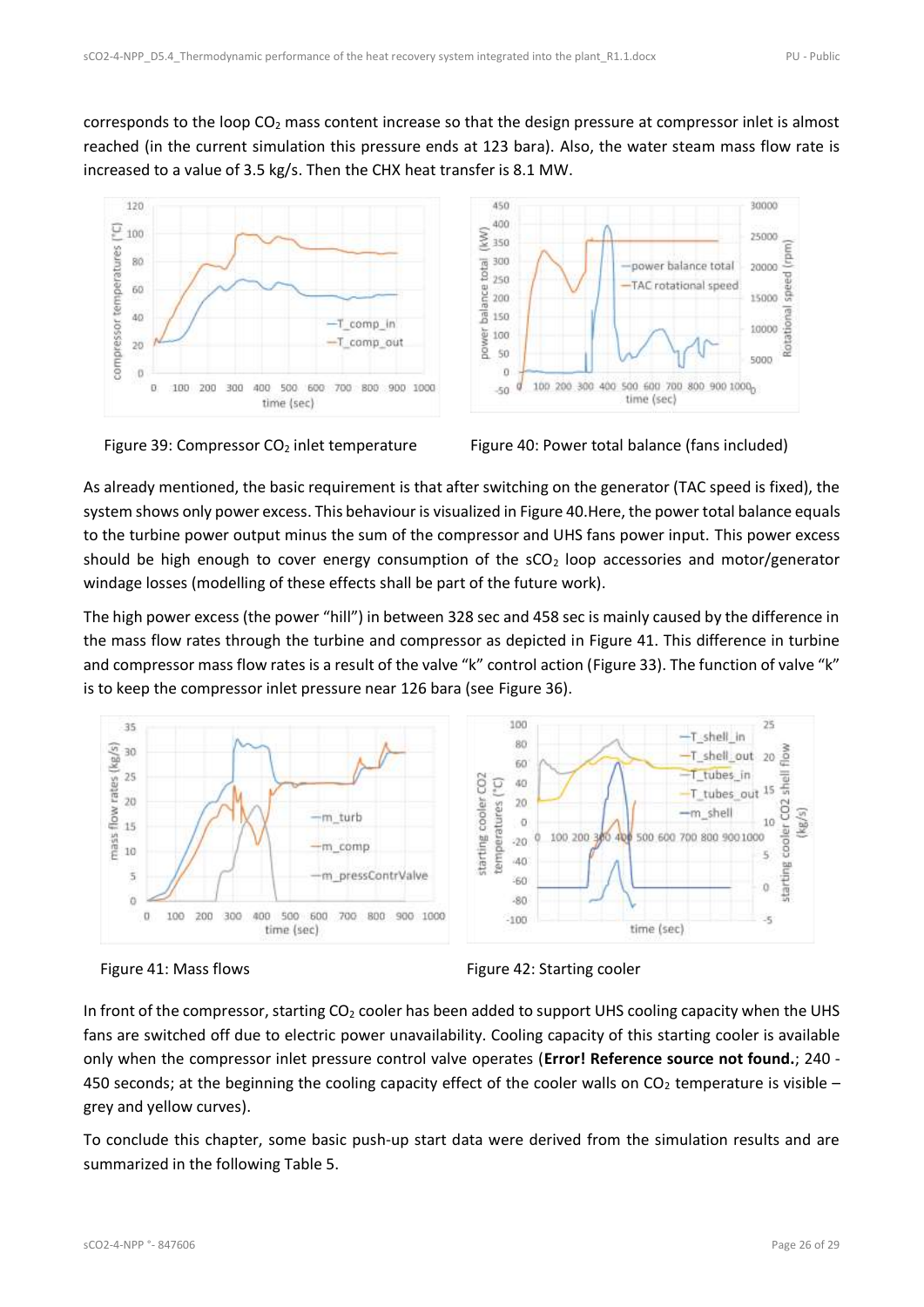corresponds to the loop $CO_2$ mass content increase so that the design pressure at compressor inlet is almost reached (in the current simulation this pressure ends at 123 bara). Also, the water steam mass flow rate is increased to a value of 3.5 kg/s. Then the CHX heat transfer is 8.1 MW.

Figure 39: Compressor $CO_2$ inlet temperature

Figure 40: Power total balance (fans included)

As already mentioned, the basic requirement is that after switching on the generator (TAC speed is fixed), the system shows only power excess. This behaviour is visualized in Figure 40.Here, the power total balance equals to the turbine power output minus the sum of the compressor and UHS fans power input. This power excess should be high enough to cover energy consumption of the $sCO_2$ loop accessories and motor/generator windage losses (modelling of these effects shall be part of the future work).

The high power excess (the power "hill") in between 328 sec and 458 sec is mainly caused by the difference in the mass flow rates through the turbine and compressor as depicted in Figure 41. This difference in turbine and compressor mass flow rates is a result of the valve "k" control action (Figure 33). The function of valve "k" is to keep the compressor inlet pressure near 126 bara (see Figure 36).

Figure 41: Mass flows

Figure 42: Starting cooler

In front of the compressor, starting $CO_2$ cooler has been added to support UHS cooling capacity when the UHS fans are switched off due to electric power unavailability. Cooling capacity of this starting cooler is available only when the compressor inlet pressure control valve operates (**Error! Reference source not found.**; 240 - 450 seconds; at the beginning the cooling capacity effect of the cooler walls on $CO_2$ temperature is visible – grey and yellow curves).

To conclude this chapter, some basic push-up start data were derived from the simulation results and are summarized in the following Table 5.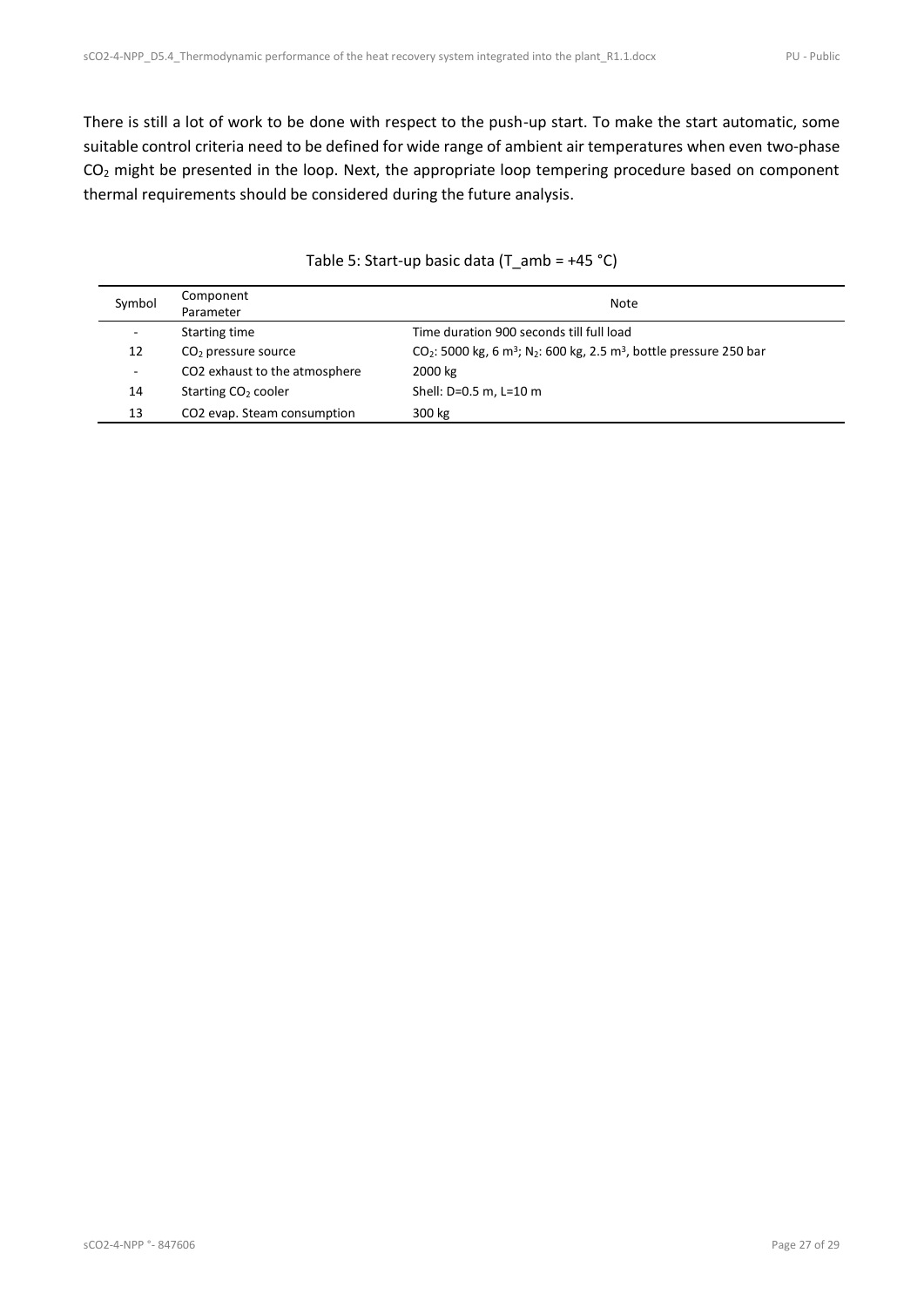There is still a lot of work to be done with respect to the push-up start. To make the start automatic, some suitable control criteria need to be defined for wide range of ambient air temperatures when even two-phase $CO_2$ might be presented in the loop. Next, the appropriate loop tempering procedure based on component thermal requirements should be considered during the future analysis.

Table 5: Start-up basic data (T_amb = +45 °C)

| Symbol | Component Parameter | Note |
|---|---|---|
| - | Starting time | Time duration 900 seconds till full load |
| 12 | $CO_2$ pressure source | $CO_2$: 5000 kg, 6 $m^3$; $N_2$: 600 kg, 2.5 $m^3$, bottle pressure 250 bar |
| - | CO2 exhaust to the atmosphere | 2000 kg |
| 14 | Starting $CO_2$ cooler | Shell: D=0.5 m, L=10 m |
| 13 | CO2 evap. Steam consumption | 300 kg |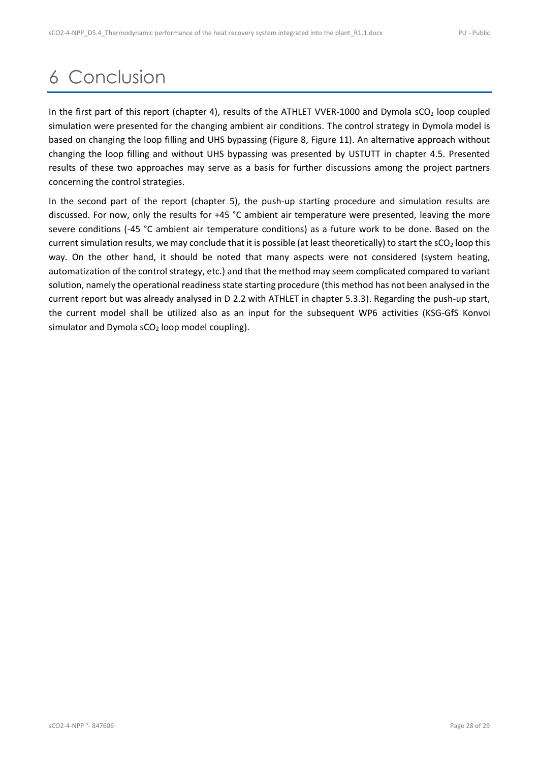# 6 Conclusion

In the first part of this report (chapter 4), results of the ATHLET VVER-1000 and Dymola $sCO_2$ loop coupled simulation were presented for the changing ambient air conditions. The control strategy in Dymola model is based on changing the loop filling and UHS bypassing (Figure 8, Figure 11). An alternative approach without changing the loop filling and without UHS bypassing was presented by USTUTT in chapter 4.5. Presented results of these two approaches may serve as a basis for further discussions among the project partners concerning the control strategies.

In the second part of the report (chapter 5), the push-up starting procedure and simulation results are discussed. For now, only the results for +45 °C ambient air temperature were presented, leaving the more severe conditions (-45 °C ambient air temperature conditions) as a future work to be done. Based on the current simulation results, we may conclude that it is possible (at least theoretically) to start the $sCO_2$ loop this way. On the other hand, it should be noted that many aspects were not considered (system heating, automatization of the control strategy, etc.) and that the method may seem complicated compared to variant solution, namely the operational readiness state starting procedure (this method has not been analysed in the current report but was already analysed in D 2.2 with ATHLET in chapter 5.3.3). Regarding the push-up start, the current model shall be utilized also as an input for the subsequent WP6 activities (KSG-GfS Konvoi simulator and Dymola $sCO_2$ loop model coupling).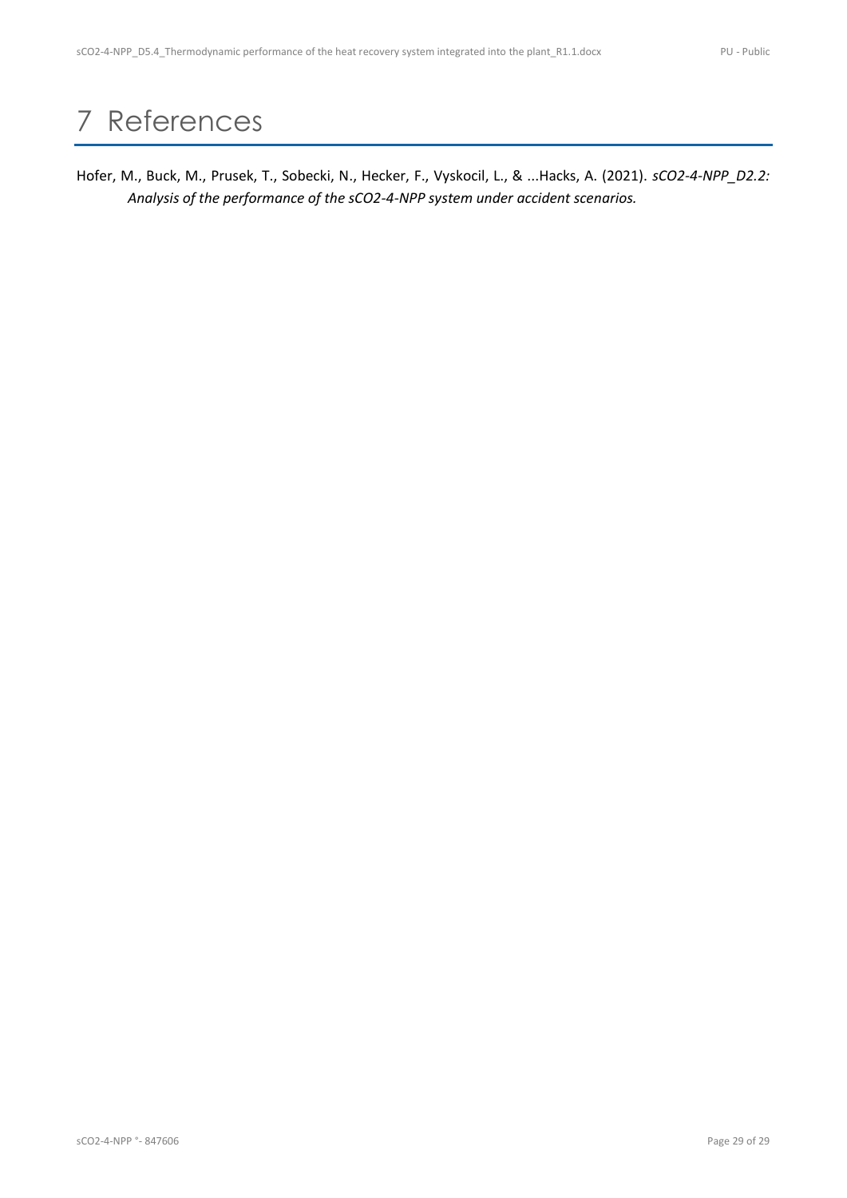# 7 References

Hofer, M., Buck, M., Prusek, T., Sobecki, N., Hecker, F., Vyskocil, L., & ...Hacks, A. (2021). *sCO2-4-NPP_D2.2: Analysis of the performance of the sCO2-4-NPP system under accident scenarios.*